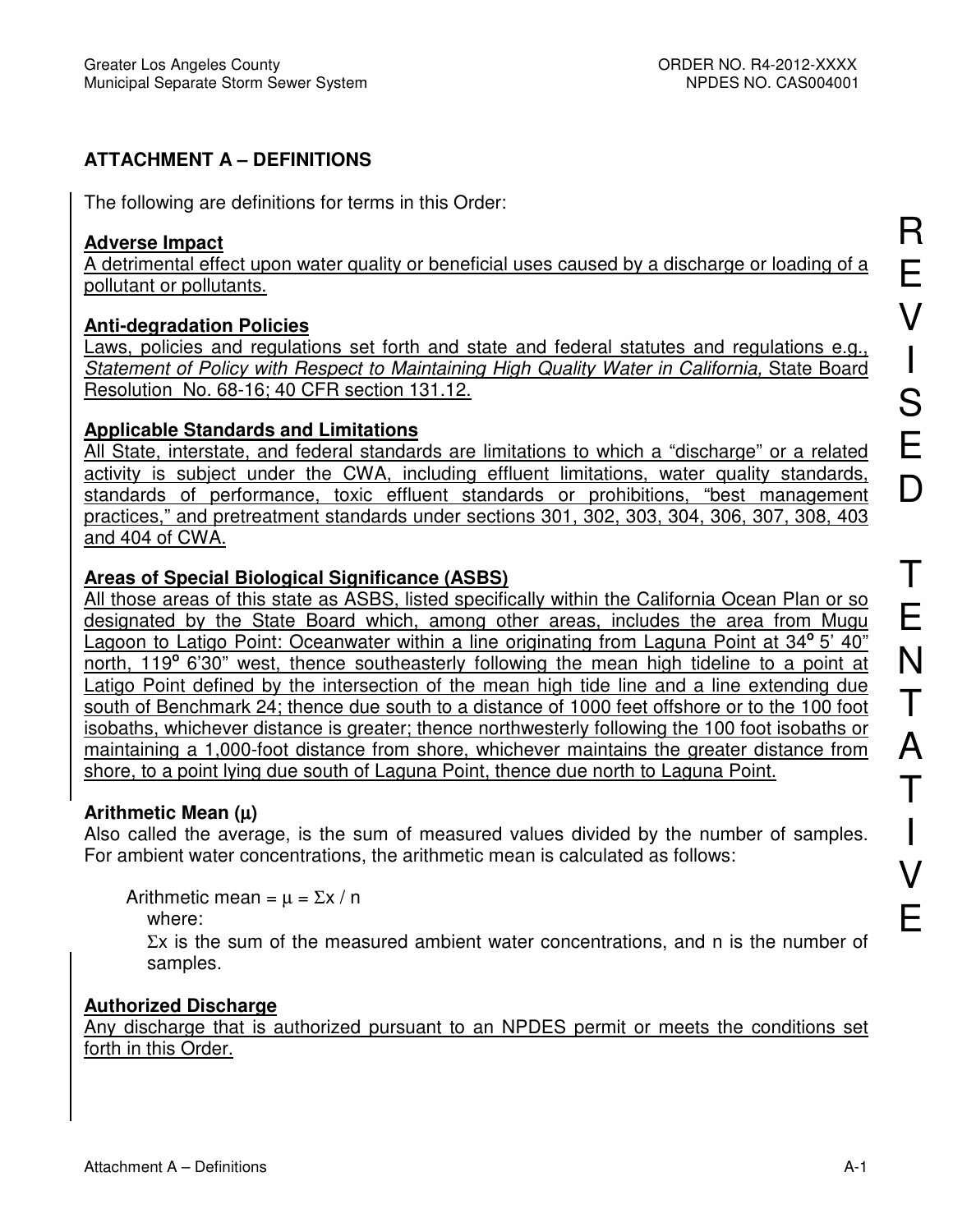## ATTACHMENT A – DEFINITIONS

The following are definitions for terms in this Order:

**Adverse Impact**
A detrimental effect upon water quality or beneficial uses caused by a discharge or loading of a pollutant or pollutants.

**Anti-degradation Policies**
Laws, policies and regulations set forth and state and federal statutes and regulations e.g., *Statement of Policy with Respect to Maintaining High Quality Water in California,* State Board Resolution No. 68-16; 40 CFR section 131.12.

**Applicable Standards and Limitations**
All State, interstate, and federal standards are limitations to which a "discharge" or a related activity is subject under the CWA, including effluent limitations, water quality standards, standards of performance, toxic effluent standards or prohibitions, "best management practices," and pretreatment standards under sections 301, 302, 303, 304, 306, 307, 308, 403 and 404 of CWA.

**Areas of Special Biological Significance (ASBS)**
All those areas of this state as ASBS, listed specifically within the California Ocean Plan or so designated by the State Board which, among other areas, includes the area from Mugu Lagoon to Latigo Point: Oceanwater within a line originating from Laguna Point at 34° 5' 40" north, 119° 6'30" west, thence southeasterly following the mean high tideline to a point at Latigo Point defined by the intersection of the mean high tide line and a line extending due south of Benchmark 24; thence due south to a distance of 1000 feet offshore or to the 100 foot isobaths, whichever distance is greater; thence northwesterly following the 100 foot isobaths or maintaining a 1,000-foot distance from shore, whichever maintains the greater distance from shore, to a point lying due south of Laguna Point, thence due north to Laguna Point.

**Arithmetic Mean ($\mu$)**
Also called the average, is the sum of measured values divided by the number of samples. For ambient water concentrations, the arithmetic mean is calculated as follows:

Arithmetic mean = $\mu = \Sigma x / n$

where:

$\Sigma x$ is the sum of the measured ambient water concentrations, and n is the number of samples.

**Authorized Discharge**
Any discharge that is authorized pursuant to an NPDES permit or meets the conditions set forth in this Order.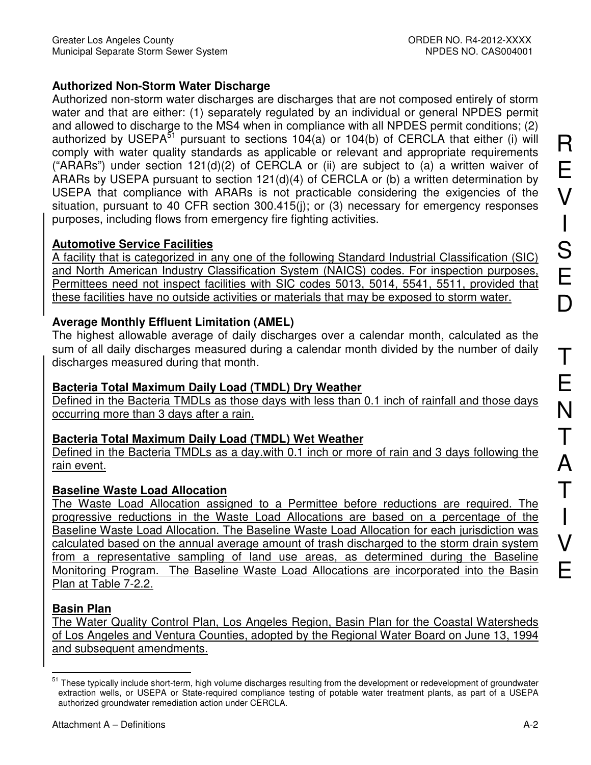**Authorized Non-Storm Water Discharge**

Authorized non-storm water discharges are discharges that are not composed entirely of storm water and that are either: (1) separately regulated by an individual or general NPDES permit and allowed to discharge to the MS4 when in compliance with all NPDES permit conditions; (2) authorized by USEPA[51] pursuant to sections 104(a) or 104(b) of CERCLA that either (i) will comply with water quality standards as applicable or relevant and appropriate requirements ("ARARs") under section 121(d)(2) of CERCLA or (ii) are subject to (a) a written waiver of ARARs by USEPA pursuant to section 121(d)(4) of CERCLA or (b) a written determination by USEPA that compliance with ARARs is not practicable considering the exigencies of the situation, pursuant to 40 CFR section 300.415(j); or (3) necessary for emergency responses purposes, including flows from emergency fire fighting activities.

**Automotive Service Facilities**

A facility that is categorized in any one of the following Standard Industrial Classification (SIC) and North American Industry Classification System (NAICS) codes. For inspection purposes, Permittees need not inspect facilities with SIC codes 5013, 5014, 5541, 5511, provided that these facilities have no outside activities or materials that may be exposed to storm water.

**Average Monthly Effluent Limitation (AMEL)**

The highest allowable average of daily discharges over a calendar month, calculated as the sum of all daily discharges measured during a calendar month divided by the number of daily discharges measured during that month.

**Bacteria Total Maximum Daily Load (TMDL) Dry Weather**

Defined in the Bacteria TMDLs as those days with less than 0.1 inch of rainfall and those days occurring more than 3 days after a rain.

**Bacteria Total Maximum Daily Load (TMDL) Wet Weather**

Defined in the Bacteria TMDLs as a day.with 0.1 inch or more of rain and 3 days following the rain event.

**Baseline Waste Load Allocation**

The Waste Load Allocation assigned to a Permittee before reductions are required. The progressive reductions in the Waste Load Allocations are based on a percentage of the Baseline Waste Load Allocation. The Baseline Waste Load Allocation for each jurisdiction was calculated based on the annual average amount of trash discharged to the storm drain system from a representative sampling of land use areas, as determined during the Baseline Monitoring Program. The Baseline Waste Load Allocations are incorporated into the Basin Plan at Table 7-2.2.

**Basin Plan**

The Water Quality Control Plan, Los Angeles Region, Basin Plan for the Coastal Watersheds of Los Angeles and Ventura Counties, adopted by the Regional Water Board on June 13, 1994 and subsequent amendments.

---

[51] These typically include short-term, high volume discharges resulting from the development or redevelopment of groundwater extraction wells, or USEPA or State-required compliance testing of potable water treatment plants, as part of a USEPA authorized groundwater remediation action under CERCLA.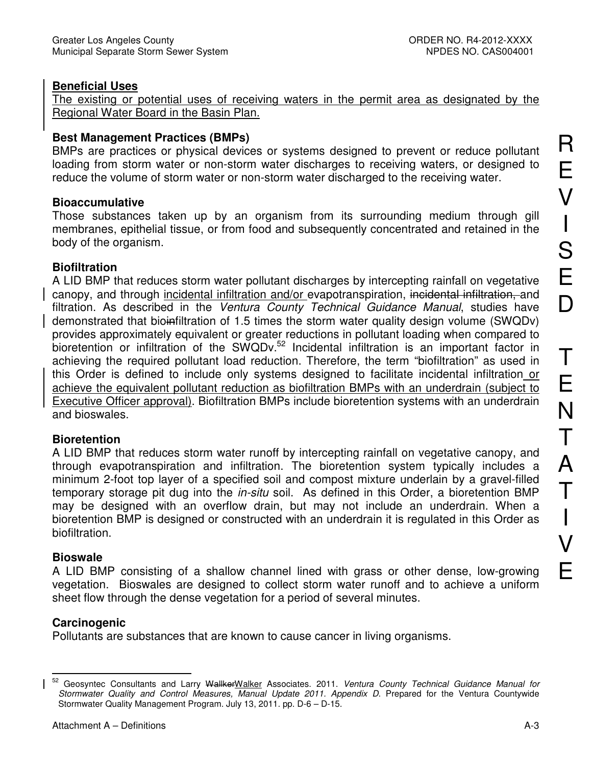### Beneficial Uses

The existing or potential uses of receiving waters in the permit area as designated by the Regional Water Board in the Basin Plan.

### Best Management Practices (BMPs)

BMPs are practices or physical devices or systems designed to prevent or reduce pollutant loading from storm water or non-storm water discharges to receiving waters, or designed to reduce the volume of storm water or non-storm water discharged to the receiving water.

### Bioaccumulative

Those substances taken up by an organism from its surrounding medium through gill membranes, epithelial tissue, or from food and subsequently concentrated and retained in the body of the organism.

### Biofiltration

A LID BMP that reduces storm water pollutant discharges by intercepting rainfall on vegetative canopy, and through incidental infiltration and/or evapotranspiration, ~~incidental infiltration,~~ and filtration. As described in the *Ventura County Technical Guidance Manual*, studies have demonstrated that bio~~in~~filtration of 1.5 times the storm water quality design volume (SWQDv) provides approximately equivalent or greater reductions in pollutant loading when compared to bioretention or infiltration of the SWQDv.[52] Incidental infiltration is an important factor in achieving the required pollutant load reduction. Therefore, the term "biofiltration" as used in this Order is defined to include only systems designed to facilitate incidental infiltration or achieve the equivalent pollutant reduction as biofiltration BMPs with an underdrain (subject to Executive Officer approval). Biofiltration BMPs include bioretention systems with an underdrain and bioswales.

### Bioretention

A LID BMP that reduces storm water runoff by intercepting rainfall on vegetative canopy, and through evapotranspiration and infiltration. The bioretention system typically includes a minimum 2-foot top layer of a specified soil and compost mixture underlain by a gravel-filled temporary storage pit dug into the *in-situ* soil. As defined in this Order, a bioretention BMP may be designed with an overflow drain, but may not include an underdrain. When a bioretention BMP is designed or constructed with an underdrain it is regulated in this Order as biofiltration.

### Bioswale

A LID BMP consisting of a shallow channel lined with grass or other dense, low-growing vegetation. Bioswales are designed to collect storm water runoff and to achieve a uniform sheet flow through the dense vegetation for a period of several minutes.

### Carcinogenic

Pollutants are substances that are known to cause cancer in living organisms.

---

[52] Geosyntec Consultants and Larry ~~Wallker~~Walker Associates. 2011. *Ventura County Technical Guidance Manual for Stormwater Quality and Control Measures, Manual Update 2011. Appendix D.* Prepared for the Ventura Countywide Stormwater Quality Management Program. July 13, 2011. pp. D-6 – D-15.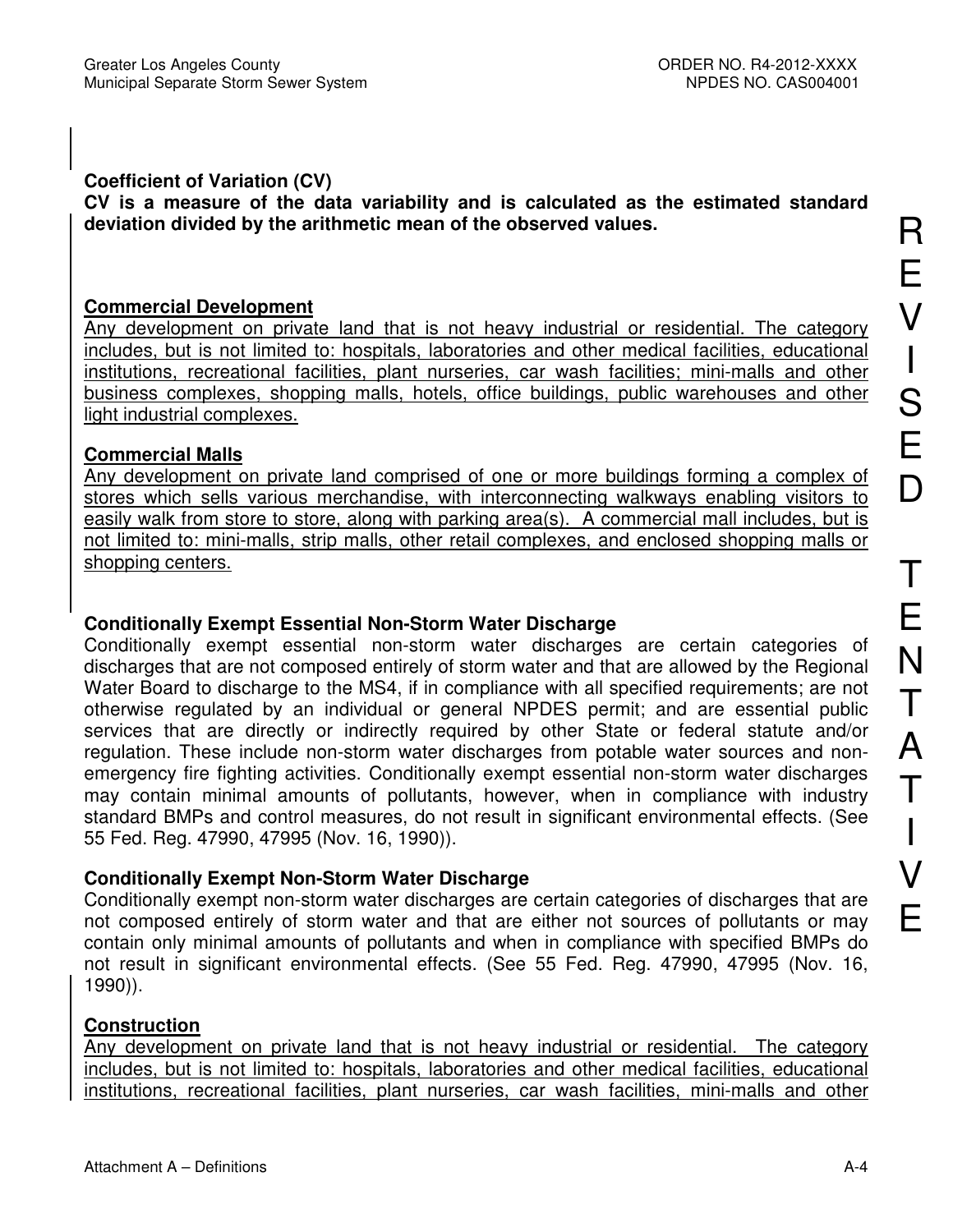**Coefficient of Variation (CV)**
**CV is a measure of the data variability and is calculated as the estimated standard deviation divided by the arithmetic mean of the observed values.**

**Commercial Development**
Any development on private land that is not heavy industrial or residential. The category includes, but is not limited to: hospitals, laboratories and other medical facilities, educational institutions, recreational facilities, plant nurseries, car wash facilities; mini-malls and other business complexes, shopping malls, hotels, office buildings, public warehouses and other light industrial complexes.

**Commercial Malls**
Any development on private land comprised of one or more buildings forming a complex of stores which sells various merchandise, with interconnecting walkways enabling visitors to easily walk from store to store, along with parking area(s). A commercial mall includes, but is not limited to: mini-malls, strip malls, other retail complexes, and enclosed shopping malls or shopping centers.

**Conditionally Exempt Essential Non-Storm Water Discharge**
Conditionally exempt essential non-storm water discharges are certain categories of discharges that are not composed entirely of storm water and that are allowed by the Regional Water Board to discharge to the MS4, if in compliance with all specified requirements; are not otherwise regulated by an individual or general NPDES permit; and are essential public services that are directly or indirectly required by other State or federal statute and/or regulation. These include non-storm water discharges from potable water sources and non-emergency fire fighting activities. Conditionally exempt essential non-storm water discharges may contain minimal amounts of pollutants, however, when in compliance with industry standard BMPs and control measures, do not result in significant environmental effects. (See 55 Fed. Reg. 47990, 47995 (Nov. 16, 1990)).

**Conditionally Exempt Non-Storm Water Discharge**
Conditionally exempt non-storm water discharges are certain categories of discharges that are not composed entirely of storm water and that are either not sources of pollutants or may contain only minimal amounts of pollutants and when in compliance with specified BMPs do not result in significant environmental effects. (See 55 Fed. Reg. 47990, 47995 (Nov. 16, 1990)).

**Construction**
Any development on private land that is not heavy industrial or residential. The category includes, but is not limited to: hospitals, laboratories and other medical facilities, educational institutions, recreational facilities, plant nurseries, car wash facilities, mini-malls and other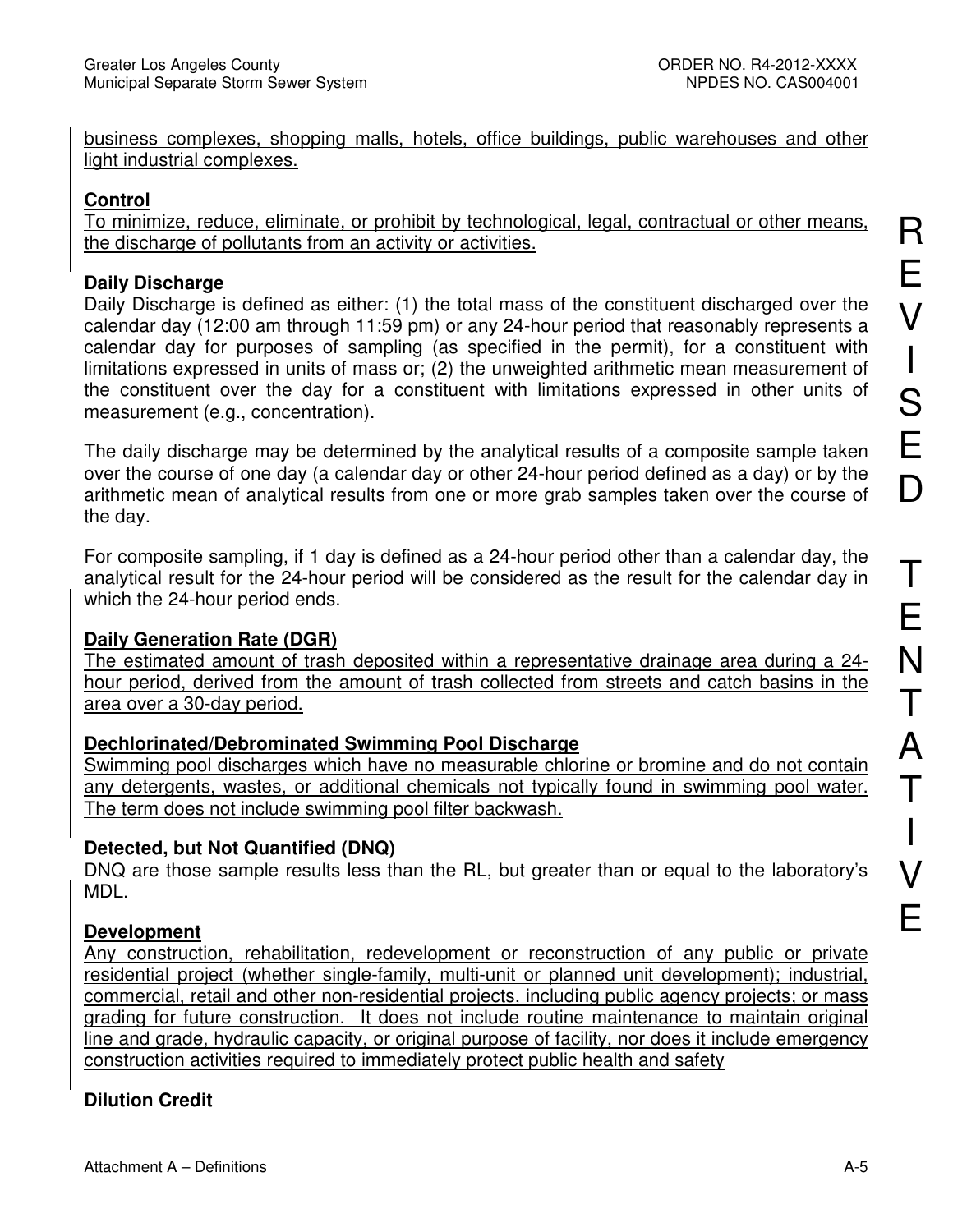business complexes, shopping malls, hotels, office buildings, public warehouses and other light industrial complexes.

**Control**

To minimize, reduce, eliminate, or prohibit by technological, legal, contractual or other means, the discharge of pollutants from an activity or activities.

**Daily Discharge**

Daily Discharge is defined as either: (1) the total mass of the constituent discharged over the calendar day (12:00 am through 11:59 pm) or any 24-hour period that reasonably represents a calendar day for purposes of sampling (as specified in the permit), for a constituent with limitations expressed in units of mass or; (2) the unweighted arithmetic mean measurement of the constituent over the day for a constituent with limitations expressed in other units of measurement (e.g., concentration).

The daily discharge may be determined by the analytical results of a composite sample taken over the course of one day (a calendar day or other 24-hour period defined as a day) or by the arithmetic mean of analytical results from one or more grab samples taken over the course of the day.

For composite sampling, if 1 day is defined as a 24-hour period other than a calendar day, the analytical result for the 24-hour period will be considered as the result for the calendar day in which the 24-hour period ends.

**Daily Generation Rate (DGR)**

The estimated amount of trash deposited within a representative drainage area during a 24-hour period, derived from the amount of trash collected from streets and catch basins in the area over a 30-day period.

**Dechlorinated/Debrominated Swimming Pool Discharge**

Swimming pool discharges which have no measurable chlorine or bromine and do not contain any detergents, wastes, or additional chemicals not typically found in swimming pool water. The term does not include swimming pool filter backwash.

**Detected, but Not Quantified (DNQ)**

DNQ are those sample results less than the RL, but greater than or equal to the laboratory's MDL.

**Development**

Any construction, rehabilitation, redevelopment or reconstruction of any public or private residential project (whether single-family, multi-unit or planned unit development); industrial, commercial, retail and other non-residential projects, including public agency projects; or mass grading for future construction. It does not include routine maintenance to maintain original line and grade, hydraulic capacity, or original purpose of facility, nor does it include emergency construction activities required to immediately protect public health and safety

**Dilution Credit**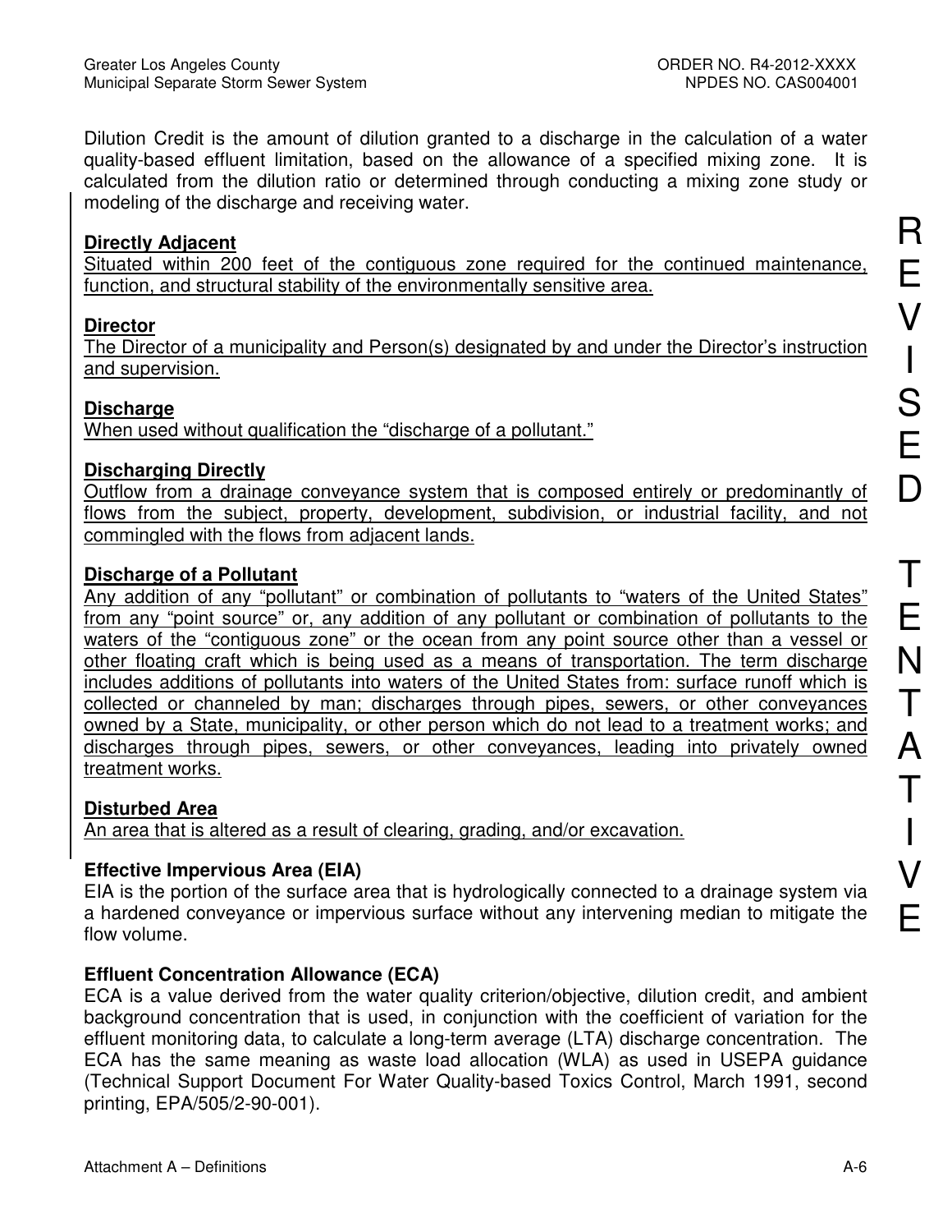Dilution Credit is the amount of dilution granted to a discharge in the calculation of a water quality-based effluent limitation, based on the allowance of a specified mixing zone. It is calculated from the dilution ratio or determined through conducting a mixing zone study or modeling of the discharge and receiving water.

**Directly Adjacent**
Situated within 200 feet of the contiguous zone required for the continued maintenance, function, and structural stability of the environmentally sensitive area.

**Director**
The Director of a municipality and Person(s) designated by and under the Director's instruction and supervision.

**Discharge**
When used without qualification the "discharge of a pollutant."

**Discharging Directly**
Outflow from a drainage conveyance system that is composed entirely or predominantly of flows from the subject, property, development, subdivision, or industrial facility, and not commingled with the flows from adjacent lands.

**Discharge of a Pollutant**
Any addition of any "pollutant" or combination of pollutants to "waters of the United States" from any "point source" or, any addition of any pollutant or combination of pollutants to the waters of the "contiguous zone" or the ocean from any point source other than a vessel or other floating craft which is being used as a means of transportation. The term discharge includes additions of pollutants into waters of the United States from: surface runoff which is collected or channeled by man; discharges through pipes, sewers, or other conveyances owned by a State, municipality, or other person which do not lead to a treatment works; and discharges through pipes, sewers, or other conveyances, leading into privately owned treatment works.

**Disturbed Area**
An area that is altered as a result of clearing, grading, and/or excavation.

**Effective Impervious Area (EIA)**
EIA is the portion of the surface area that is hydrologically connected to a drainage system via a hardened conveyance or impervious surface without any intervening median to mitigate the flow volume.

**Effluent Concentration Allowance (ECA)**
ECA is a value derived from the water quality criterion/objective, dilution credit, and ambient background concentration that is used, in conjunction with the coefficient of variation for the effluent monitoring data, to calculate a long-term average (LTA) discharge concentration. The ECA has the same meaning as waste load allocation (WLA) as used in USEPA guidance (Technical Support Document For Water Quality-based Toxics Control, March 1991, second printing, EPA/505/2-90-001).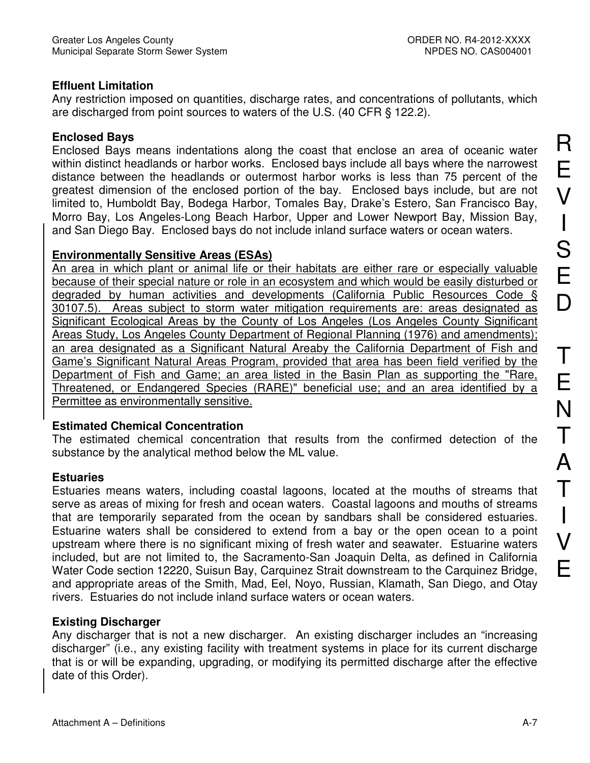**Effluent Limitation**
Any restriction imposed on quantities, discharge rates, and concentrations of pollutants, which are discharged from point sources to waters of the U.S. (40 CFR § 122.2).

**Enclosed Bays**
Enclosed Bays means indentations along the coast that enclose an area of oceanic water within distinct headlands or harbor works. Enclosed bays include all bays where the narrowest distance between the headlands or outermost harbor works is less than 75 percent of the greatest dimension of the enclosed portion of the bay. Enclosed bays include, but are not limited to, Humboldt Bay, Bodega Harbor, Tomales Bay, Drake's Estero, San Francisco Bay, Morro Bay, Los Angeles-Long Beach Harbor, Upper and Lower Newport Bay, Mission Bay, and San Diego Bay. Enclosed bays do not include inland surface waters or ocean waters.

**Environmentally Sensitive Areas (ESAs)**
An area in which plant or animal life or their habitats are either rare or especially valuable because of their special nature or role in an ecosystem and which would be easily disturbed or degraded by human activities and developments (California Public Resources Code § 30107.5). Areas subject to storm water mitigation requirements are: areas designated as Significant Ecological Areas by the County of Los Angeles (Los Angeles County Significant Areas Study, Los Angeles County Department of Regional Planning (1976) and amendments); an area designated as a Significant Natural Areaby the California Department of Fish and Game's Significant Natural Areas Program, provided that area has been field verified by the Department of Fish and Game; an area listed in the Basin Plan as supporting the "Rare, Threatened, or Endangered Species (RARE)" beneficial use; and an area identified by a Permittee as environmentally sensitive.

**Estimated Chemical Concentration**
The estimated chemical concentration that results from the confirmed detection of the substance by the analytical method below the ML value.

**Estuaries**
Estuaries means waters, including coastal lagoons, located at the mouths of streams that serve as areas of mixing for fresh and ocean waters. Coastal lagoons and mouths of streams that are temporarily separated from the ocean by sandbars shall be considered estuaries. Estuarine waters shall be considered to extend from a bay or the open ocean to a point upstream where there is no significant mixing of fresh water and seawater. Estuarine waters included, but are not limited to, the Sacramento-San Joaquin Delta, as defined in California Water Code section 12220, Suisun Bay, Carquinez Strait downstream to the Carquinez Bridge, and appropriate areas of the Smith, Mad, Eel, Noyo, Russian, Klamath, San Diego, and Otay rivers. Estuaries do not include inland surface waters or ocean waters.

**Existing Discharger**
Any discharger that is not a new discharger. An existing discharger includes an "increasing discharger" (i.e., any existing facility with treatment systems in place for its current discharge that is or will be expanding, upgrading, or modifying its permitted discharge after the effective date of this Order).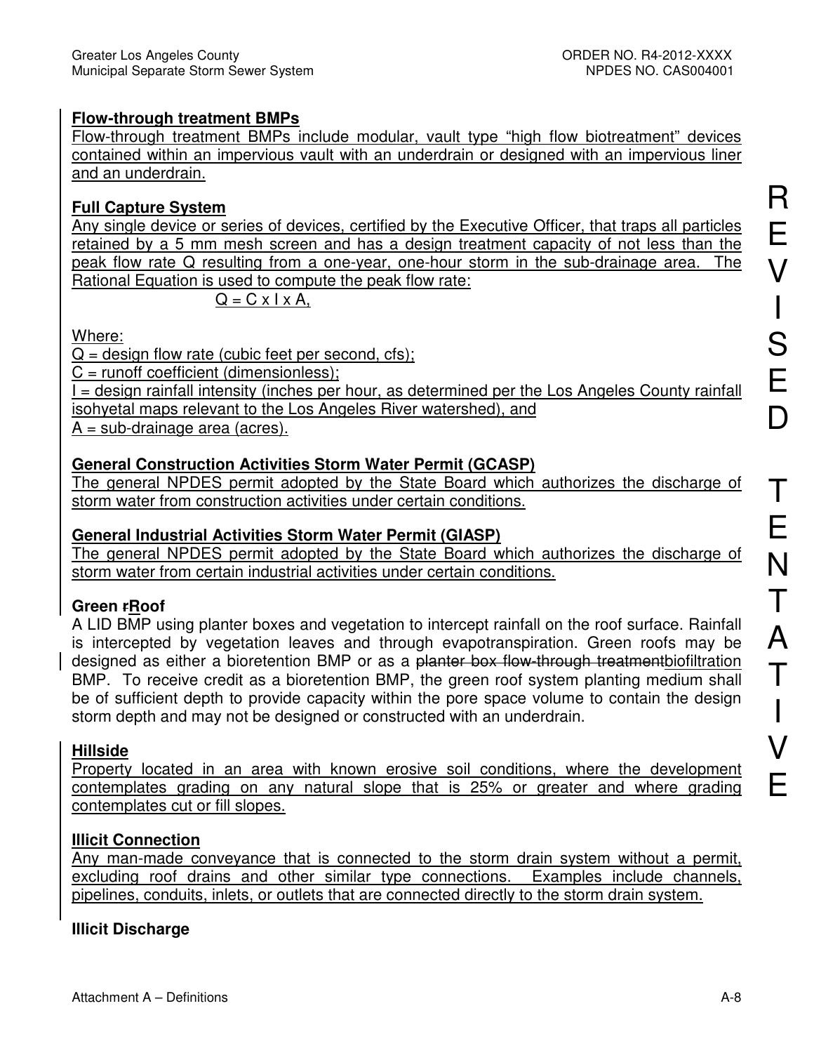**Flow-through treatment BMPs**

Flow-through treatment BMPs include modular, vault type "high flow biotreatment" devices contained within an impervious vault with an underdrain or designed with an impervious liner and an underdrain.

**Full Capture System**

Any single device or series of devices, certified by the Executive Officer, that traps all particles retained by a 5 mm mesh screen and has a design treatment capacity of not less than the peak flow rate Q resulting from a one-year, one-hour storm in the sub-drainage area. The Rational Equation is used to compute the peak flow rate:

$$Q = C \times I \times A,$$

Where:

Q = design flow rate (cubic feet per second, cfs);
C = runoff coefficient (dimensionless);
I = design rainfall intensity (inches per hour, as determined per the Los Angeles County rainfall isohyetal maps relevant to the Los Angeles River watershed), and
A = sub-drainage area (acres).

**General Construction Activities Storm Water Permit (GCASP)**

The general NPDES permit adopted by the State Board which authorizes the discharge of storm water from construction activities under certain conditions.

**General Industrial Activities Storm Water Permit (GIASP)**

The general NPDES permit adopted by the State Board which authorizes the discharge of storm water from certain industrial activities under certain conditions.

**Green ~~r~~Roof**

A LID BMP using planter boxes and vegetation to intercept rainfall on the roof surface. Rainfall is intercepted by vegetation leaves and through evapotranspiration. Green roofs may be designed as either a bioretention BMP or as a ~~planter box flow-through treatment~~biofiltration BMP. To receive credit as a bioretention BMP, the green roof system planting medium shall be of sufficient depth to provide capacity within the pore space volume to contain the design storm depth and may not be designed or constructed with an underdrain.

**Hillside**

Property located in an area with known erosive soil conditions, where the development contemplates grading on any natural slope that is 25% or greater and where grading contemplates cut or fill slopes.

**Illicit Connection**

Any man-made conveyance that is connected to the storm drain system without a permit, excluding roof drains and other similar type connections. Examples include channels, pipelines, conduits, inlets, or outlets that are connected directly to the storm drain system.

**Illicit Discharge**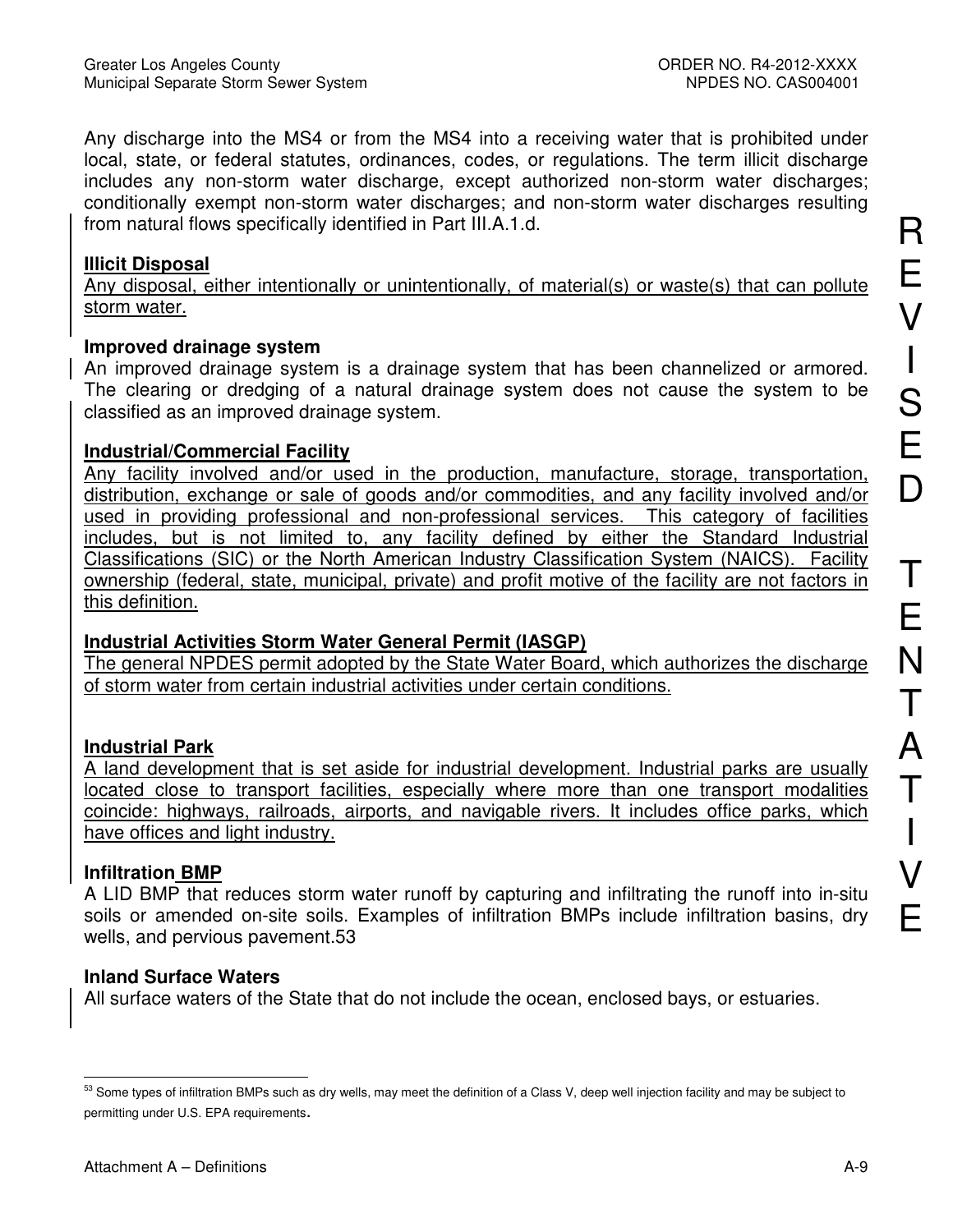Any discharge into the MS4 or from the MS4 into a receiving water that is prohibited under local, state, or federal statutes, ordinances, codes, or regulations. The term illicit discharge includes any non-storm water discharge, except authorized non-storm water discharges; conditionally exempt non-storm water discharges; and non-storm water discharges resulting from natural flows specifically identified in Part III.A.1.d.

**Illicit Disposal**
Any disposal, either intentionally or unintentionally, of material(s) or waste(s) that can pollute storm water.

**Improved drainage system**
An improved drainage system is a drainage system that has been channelized or armored. The clearing or dredging of a natural drainage system does not cause the system to be classified as an improved drainage system.

**Industrial/Commercial Facility**
Any facility involved and/or used in the production, manufacture, storage, transportation, distribution, exchange or sale of goods and/or commodities, and any facility involved and/or used in providing professional and non-professional services. This category of facilities includes, but is not limited to, any facility defined by either the Standard Industrial Classifications (SIC) or the North American Industry Classification System (NAICS). Facility ownership (federal, state, municipal, private) and profit motive of the facility are not factors in this definition.

**Industrial Activities Storm Water General Permit (IASGP)**
The general NPDES permit adopted by the State Water Board, which authorizes the discharge of storm water from certain industrial activities under certain conditions.

**Industrial Park**
A land development that is set aside for industrial development. Industrial parks are usually located close to transport facilities, especially where more than one transport modalities coincide: highways, railroads, airports, and navigable rivers. It includes office parks, which have offices and light industry.

**Infiltration BMP**
A LID BMP that reduces storm water runoff by capturing and infiltrating the runoff into in-situ soils or amended on-site soils. Examples of infiltration BMPs include infiltration basins, dry wells, and pervious pavement.[53]

**Inland Surface Waters**
All surface waters of the State that do not include the ocean, enclosed bays, or estuaries.

---

[53] Some types of infiltration BMPs such as dry wells, may meet the definition of a Class V, deep well injection facility and may be subject to permitting under U.S. EPA requirements.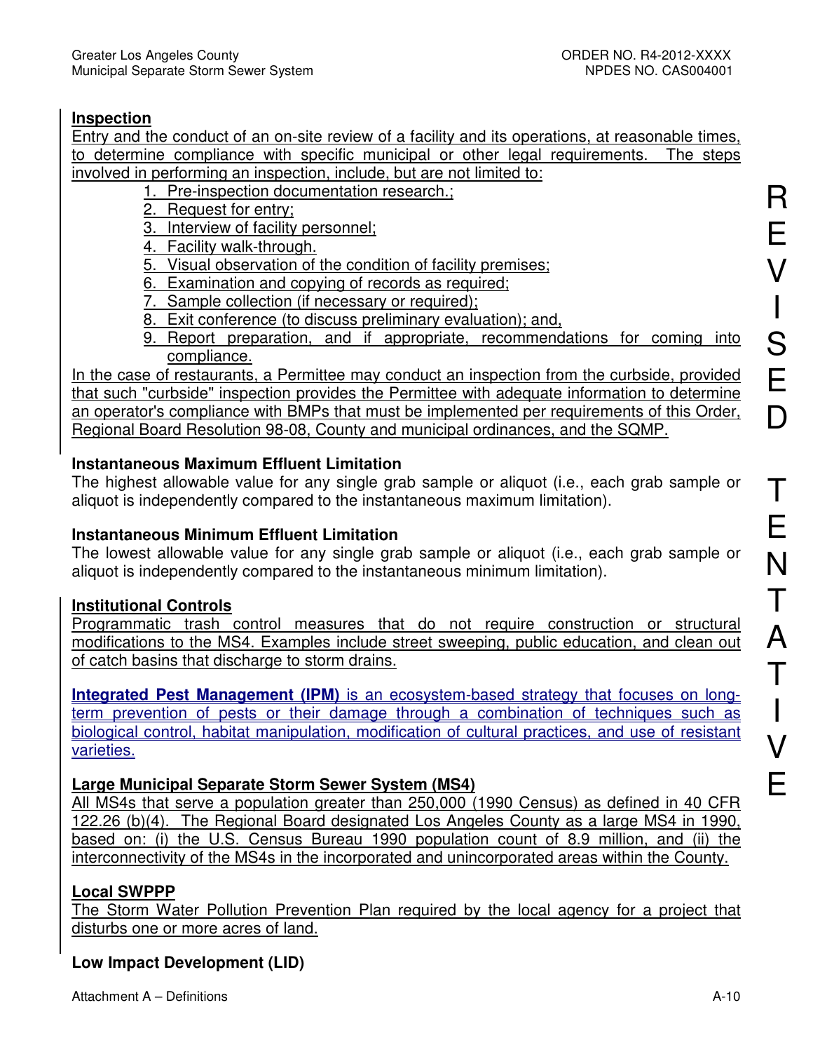**Inspection**

Entry and the conduct of an on-site review of a facility and its operations, at reasonable times, to determine compliance with specific municipal or other legal requirements. The steps involved in performing an inspection, include, but are not limited to:

1. Pre-inspection documentation research.;
2. Request for entry;
3. Interview of facility personnel;
4. Facility walk-through.
5. Visual observation of the condition of facility premises;
6. Examination and copying of records as required;
7. Sample collection (if necessary or required);
8. Exit conference (to discuss preliminary evaluation); and,
9. Report preparation, and if appropriate, recommendations for coming into compliance.

In the case of restaurants, a Permittee may conduct an inspection from the curbside, provided that such "curbside" inspection provides the Permittee with adequate information to determine an operator's compliance with BMPs that must be implemented per requirements of this Order, Regional Board Resolution 98-08, County and municipal ordinances, and the SQMP.

**Instantaneous Maximum Effluent Limitation**

The highest allowable value for any single grab sample or aliquot (i.e., each grab sample or aliquot is independently compared to the instantaneous maximum limitation).

**Instantaneous Minimum Effluent Limitation**

The lowest allowable value for any single grab sample or aliquot (i.e., each grab sample or aliquot is independently compared to the instantaneous minimum limitation).

**Institutional Controls**

Programmatic trash control measures that do not require construction or structural modifications to the MS4. Examples include street sweeping, public education, and clean out of catch basins that discharge to storm drains.

**Integrated Pest Management (IPM)** is an ecosystem-based strategy that focuses on long-term prevention of pests or their damage through a combination of techniques such as biological control, habitat manipulation, modification of cultural practices, and use of resistant varieties.

**Large Municipal Separate Storm Sewer System (MS4)**

All MS4s that serve a population greater than 250,000 (1990 Census) as defined in 40 CFR 122.26 (b)(4). The Regional Board designated Los Angeles County as a large MS4 in 1990, based on: (i) the U.S. Census Bureau 1990 population count of 8.9 million, and (ii) the interconnectivity of the MS4s in the incorporated and unincorporated areas within the County.

**Local SWPPP**

The Storm Water Pollution Prevention Plan required by the local agency for a project that disturbs one or more acres of land.

**Low Impact Development (LID)**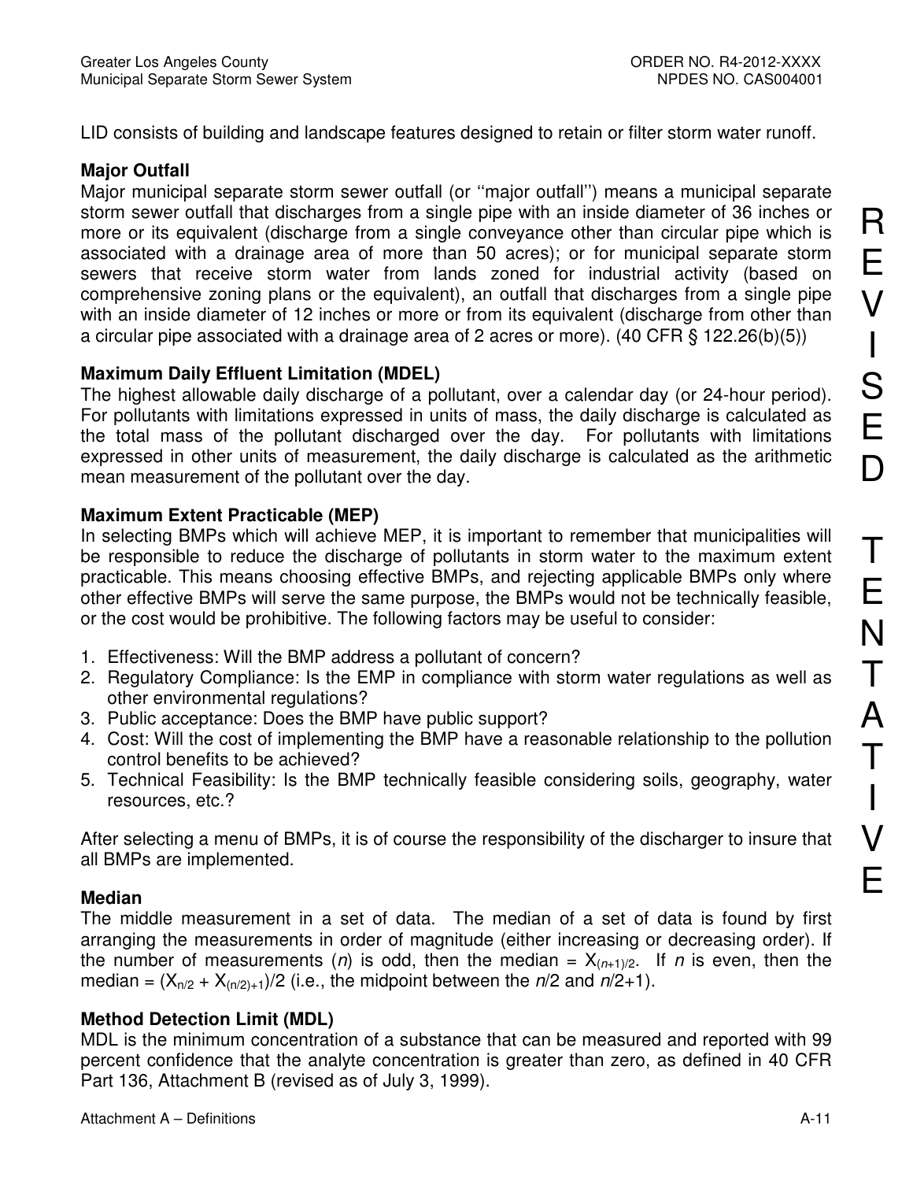LID consists of building and landscape features designed to retain or filter storm water runoff.

**Major Outfall**

Major municipal separate storm sewer outfall (or ''major outfall'') means a municipal separate storm sewer outfall that discharges from a single pipe with an inside diameter of 36 inches or more or its equivalent (discharge from a single conveyance other than circular pipe which is associated with a drainage area of more than 50 acres); or for municipal separate storm sewers that receive storm water from lands zoned for industrial activity (based on comprehensive zoning plans or the equivalent), an outfall that discharges from a single pipe with an inside diameter of 12 inches or more or from its equivalent (discharge from other than a circular pipe associated with a drainage area of 2 acres or more). (40 CFR § 122.26(b)(5))

**Maximum Daily Effluent Limitation (MDEL)**

The highest allowable daily discharge of a pollutant, over a calendar day (or 24-hour period). For pollutants with limitations expressed in units of mass, the daily discharge is calculated as the total mass of the pollutant discharged over the day. For pollutants with limitations expressed in other units of measurement, the daily discharge is calculated as the arithmetic mean measurement of the pollutant over the day.

**Maximum Extent Practicable (MEP)**

In selecting BMPs which will achieve MEP, it is important to remember that municipalities will be responsible to reduce the discharge of pollutants in storm water to the maximum extent practicable. This means choosing effective BMPs, and rejecting applicable BMPs only where other effective BMPs will serve the same purpose, the BMPs would not be technically feasible, or the cost would be prohibitive. The following factors may be useful to consider:

1. Effectiveness: Will the BMP address a pollutant of concern?
2. Regulatory Compliance: Is the EMP in compliance with storm water regulations as well as other environmental regulations?
3. Public acceptance: Does the BMP have public support?
4. Cost: Will the cost of implementing the BMP have a reasonable relationship to the pollution control benefits to be achieved?
5. Technical Feasibility: Is the BMP technically feasible considering soils, geography, water resources, etc.?

After selecting a menu of BMPs, it is of course the responsibility of the discharger to insure that all BMPs are implemented.

**Median**

The middle measurement in a set of data. The median of a set of data is found by first arranging the measurements in order of magnitude (either increasing or decreasing order). If the number of measurements ($n$) is odd, then the median = $X_{(n+1)/2}$. If $n$ is even, then the median = $(X_{n/2} + X_{(n/2)+1})/2$ (i.e., the midpoint between the $n/2$ and $n/2+1$).

**Method Detection Limit (MDL)**

MDL is the minimum concentration of a substance that can be measured and reported with 99 percent confidence that the analyte concentration is greater than zero, as defined in 40 CFR Part 136, Attachment B (revised as of July 3, 1999).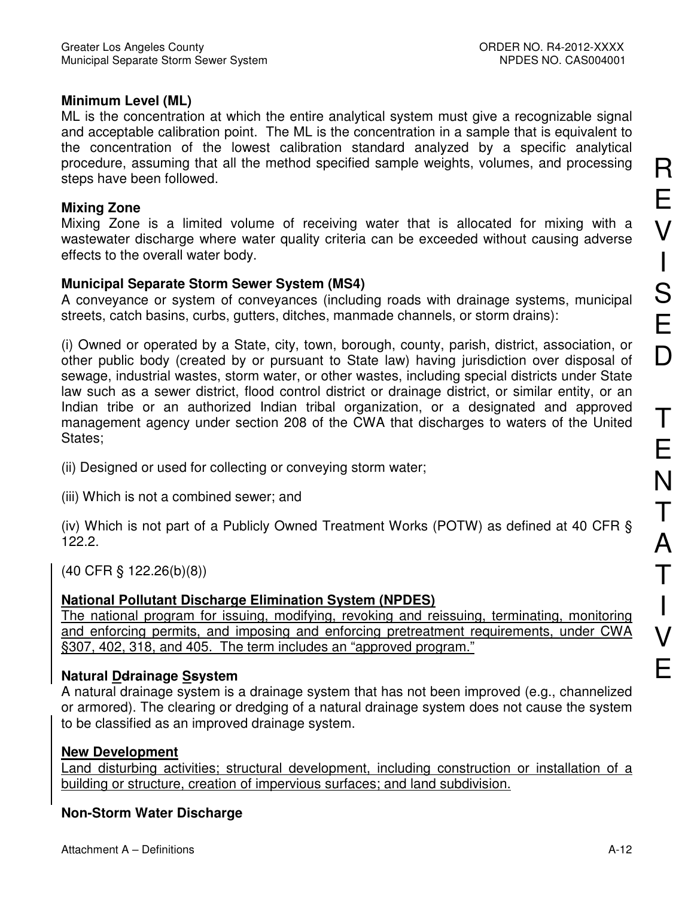**Minimum Level (ML)**
ML is the concentration at which the entire analytical system must give a recognizable signal and acceptable calibration point. The ML is the concentration in a sample that is equivalent to the concentration of the lowest calibration standard analyzed by a specific analytical procedure, assuming that all the method specified sample weights, volumes, and processing steps have been followed.

**Mixing Zone**
Mixing Zone is a limited volume of receiving water that is allocated for mixing with a wastewater discharge where water quality criteria can be exceeded without causing adverse effects to the overall water body.

**Municipal Separate Storm Sewer System (MS4)**
A conveyance or system of conveyances (including roads with drainage systems, municipal streets, catch basins, curbs, gutters, ditches, manmade channels, or storm drains):

(i) Owned or operated by a State, city, town, borough, county, parish, district, association, or other public body (created by or pursuant to State law) having jurisdiction over disposal of sewage, industrial wastes, storm water, or other wastes, including special districts under State law such as a sewer district, flood control district or drainage district, or similar entity, or an Indian tribe or an authorized Indian tribal organization, or a designated and approved management agency under section 208 of the CWA that discharges to waters of the United States;

(ii) Designed or used for collecting or conveying storm water;

(iii) Which is not a combined sewer; and

(iv) Which is not part of a Publicly Owned Treatment Works (POTW) as defined at 40 CFR § 122.2.

(40 CFR § 122.26(b)(8))

**National Pollutant Discharge Elimination System (NPDES)**
The national program for issuing, modifying, revoking and reissuing, terminating, monitoring and enforcing permits, and imposing and enforcing pretreatment requirements, under CWA §307, 402, 318, and 405. The term includes an "approved program."

**Natural Drainage System**
A natural drainage system is a drainage system that has not been improved (e.g., channelized or armored). The clearing or dredging of a natural drainage system does not cause the system to be classified as an improved drainage system.

**New Development**
Land disturbing activities; structural development, including construction or installation of a building or structure, creation of impervious surfaces; and land subdivision.

**Non-Storm Water Discharge**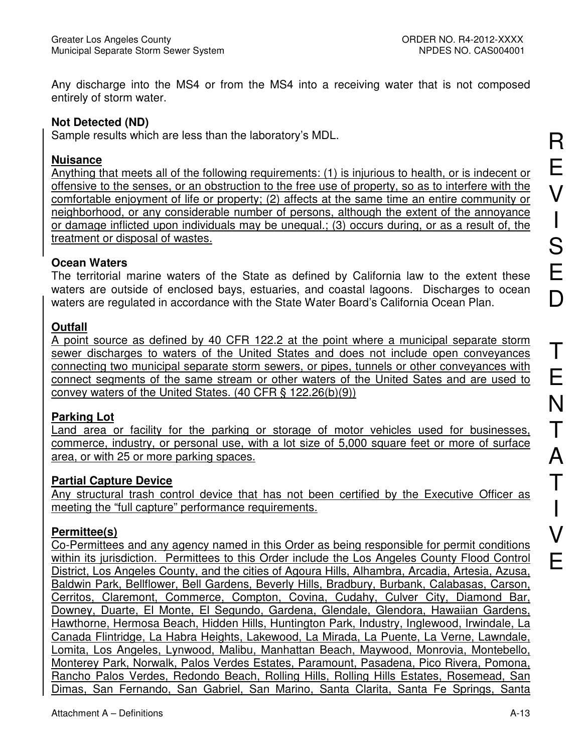Any discharge into the MS4 or from the MS4 into a receiving water that is not composed entirely of storm water.

**Not Detected (ND)**
Sample results which are less than the laboratory's MDL.

**Nuisance**
Anything that meets all of the following requirements: (1) is injurious to health, or is indecent or offensive to the senses, or an obstruction to the free use of property, so as to interfere with the comfortable enjoyment of life or property; (2) affects at the same time an entire community or neighborhood, or any considerable number of persons, although the extent of the annoyance or damage inflicted upon individuals may be unequal.; (3) occurs during, or as a result of, the treatment or disposal of wastes.

**Ocean Waters**
The territorial marine waters of the State as defined by California law to the extent these waters are outside of enclosed bays, estuaries, and coastal lagoons. Discharges to ocean waters are regulated in accordance with the State Water Board's California Ocean Plan.

**Outfall**
A point source as defined by 40 CFR 122.2 at the point where a municipal separate storm sewer discharges to waters of the United States and does not include open conveyances connecting two municipal separate storm sewers, or pipes, tunnels or other conveyances with connect segments of the same stream or other waters of the United Sates and are used to convey waters of the United States. (40 CFR § 122.26(b)(9))

**Parking Lot**
Land area or facility for the parking or storage of motor vehicles used for businesses, commerce, industry, or personal use, with a lot size of 5,000 square feet or more of surface area, or with 25 or more parking spaces.

**Partial Capture Device**
Any structural trash control device that has not been certified by the Executive Officer as meeting the "full capture" performance requirements.

**Permittee(s)**
Co-Permittees and any agency named in this Order as being responsible for permit conditions within its jurisdiction. Permittees to this Order include the Los Angeles County Flood Control District, Los Angeles County, and the cities of Agoura Hills, Alhambra, Arcadia, Artesia, Azusa, Baldwin Park, Bellflower, Bell Gardens, Beverly Hills, Bradbury, Burbank, Calabasas, Carson, Cerritos, Claremont, Commerce, Compton, Covina, Cudahy, Culver City, Diamond Bar, Downey, Duarte, El Monte, El Segundo, Gardena, Glendale, Glendora, Hawaiian Gardens, Hawthorne, Hermosa Beach, Hidden Hills, Huntington Park, Industry, Inglewood, Irwindale, La Canada Flintridge, La Habra Heights, Lakewood, La Mirada, La Puente, La Verne, Lawndale, Lomita, Los Angeles, Lynwood, Malibu, Manhattan Beach, Maywood, Monrovia, Montebello, Monterey Park, Norwalk, Palos Verdes Estates, Paramount, Pasadena, Pico Rivera, Pomona, Rancho Palos Verdes, Redondo Beach, Rolling Hills, Rolling Hills Estates, Rosemead, San Dimas, San Fernando, San Gabriel, San Marino, Santa Clarita, Santa Fe Springs, Santa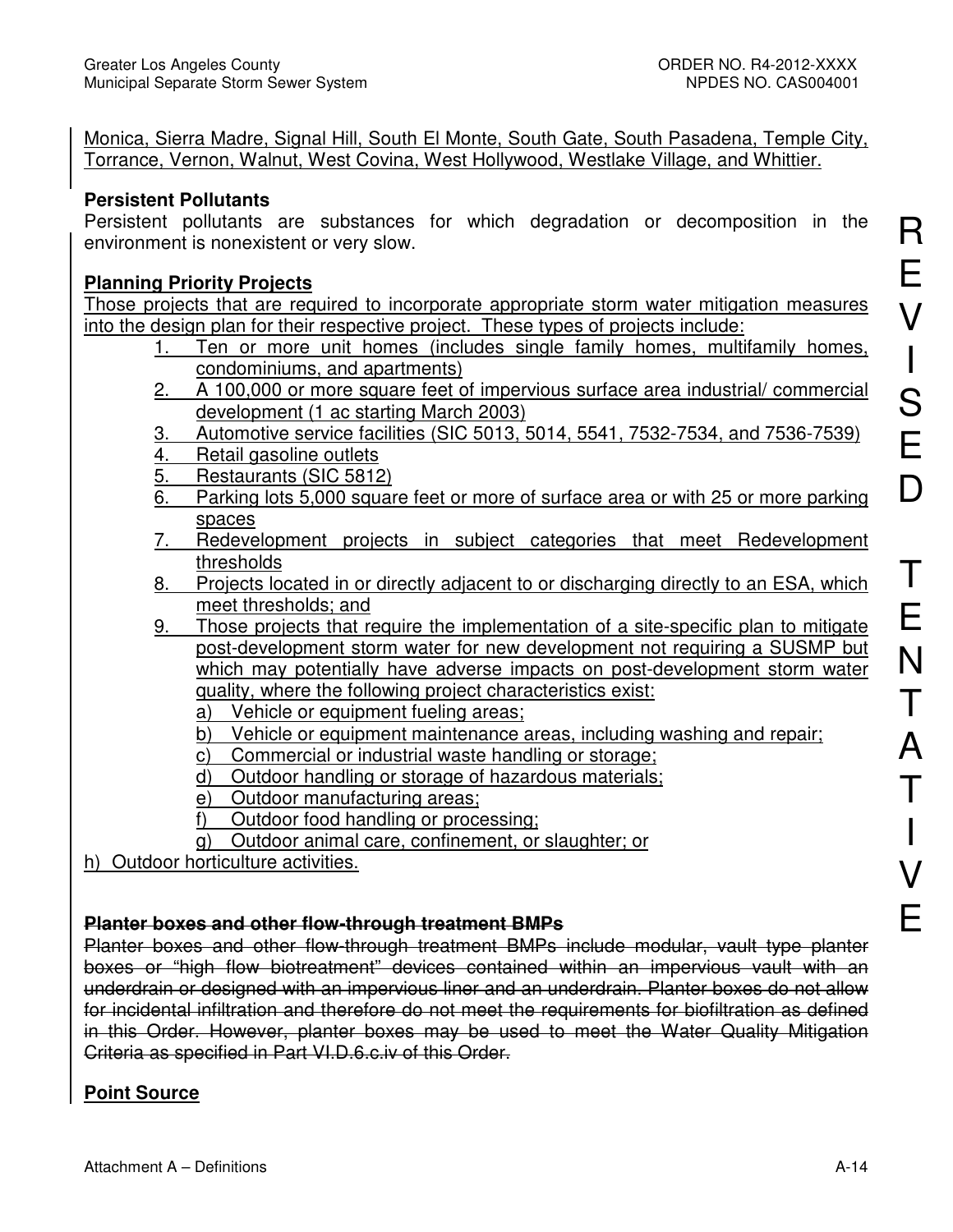Monica, Sierra Madre, Signal Hill, South El Monte, South Gate, South Pasadena, Temple City, Torrance, Vernon, Walnut, West Covina, West Hollywood, Westlake Village, and Whittier.

**Persistent Pollutants**

Persistent pollutants are substances for which degradation or decomposition in the environment is nonexistent or very slow.

**Planning Priority Projects**

Those projects that are required to incorporate appropriate storm water mitigation measures into the design plan for their respective project. These types of projects include:

1. Ten or more unit homes (includes single family homes, multifamily homes, condominiums, and apartments)
2. A 100,000 or more square feet of impervious surface area industrial/ commercial development (1 ac starting March 2003)
3. Automotive service facilities (SIC 5013, 5014, 5541, 7532-7534, and 7536-7539)
4. Retail gasoline outlets
5. Restaurants (SIC 5812)
6. Parking lots 5,000 square feet or more of surface area or with 25 or more parking spaces
7. Redevelopment projects in subject categories that meet Redevelopment thresholds
8. Projects located in or directly adjacent to or discharging directly to an ESA, which meet thresholds; and
9. Those projects that require the implementation of a site-specific plan to mitigate post-development storm water for new development not requiring a SUSMP but which may potentially have adverse impacts on post-development storm water quality, where the following project characteristics exist:
   a) Vehicle or equipment fueling areas;
   b) Vehicle or equipment maintenance areas, including washing and repair;
   c) Commercial or industrial waste handling or storage;
   d) Outdoor handling or storage of hazardous materials;
   e) Outdoor manufacturing areas;
   f) Outdoor food handling or processing;
   g) Outdoor animal care, confinement, or slaughter; or

h) Outdoor horticulture activities.

~~**Planter boxes and other flow-through treatment BMPs**~~

~~Planter boxes and other flow-through treatment BMPs include modular, vault type planter boxes or "high flow biotreatment" devices contained within an impervious vault with an underdrain or designed with an impervious liner and an underdrain. Planter boxes do not allow for incidental infiltration and therefore do not meet the requirements for biofiltration as defined in this Order. However, planter boxes may be used to meet the Water Quality Mitigation Criteria as specified in Part VI.D.6.c.iv of this Order.~~

**Point Source**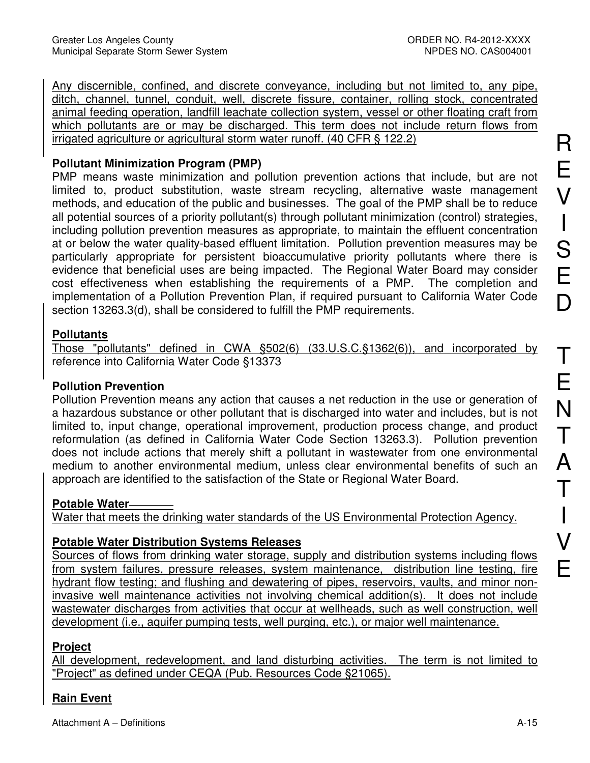Any discernible, confined, and discrete conveyance, including but not limited to, any pipe, ditch, channel, tunnel, conduit, well, discrete fissure, container, rolling stock, concentrated animal feeding operation, landfill leachate collection system, vessel or other floating craft from which pollutants are or may be discharged. This term does not include return flows from irrigated agriculture or agricultural storm water runoff. (40 CFR § 122.2)

**Pollutant Minimization Program (PMP)**

PMP means waste minimization and pollution prevention actions that include, but are not limited to, product substitution, waste stream recycling, alternative waste management methods, and education of the public and businesses. The goal of the PMP shall be to reduce all potential sources of a priority pollutant(s) through pollutant minimization (control) strategies, including pollution prevention measures as appropriate, to maintain the effluent concentration at or below the water quality-based effluent limitation. Pollution prevention measures may be particularly appropriate for persistent bioaccumulative priority pollutants where there is evidence that beneficial uses are being impacted. The Regional Water Board may consider cost effectiveness when establishing the requirements of a PMP. The completion and implementation of a Pollution Prevention Plan, if required pursuant to California Water Code section 13263.3(d), shall be considered to fulfill the PMP requirements.

**Pollutants**

Those "pollutants" defined in CWA §502(6) (33.U.S.C.§1362(6)), and incorporated by reference into California Water Code §13373

**Pollution Prevention**

Pollution Prevention means any action that causes a net reduction in the use or generation of a hazardous substance or other pollutant that is discharged into water and includes, but is not limited to, input change, operational improvement, production process change, and product reformulation (as defined in California Water Code Section 13263.3). Pollution prevention does not include actions that merely shift a pollutant in wastewater from one environmental medium to another environmental medium, unless clear environmental benefits of such an approach are identified to the satisfaction of the State or Regional Water Board.

**Potable Water**

Water that meets the drinking water standards of the US Environmental Protection Agency.

**Potable Water Distribution Systems Releases**

Sources of flows from drinking water storage, supply and distribution systems including flows from system failures, pressure releases, system maintenance, distribution line testing, fire hydrant flow testing; and flushing and dewatering of pipes, reservoirs, vaults, and minor non-invasive well maintenance activities not involving chemical addition(s). It does not include wastewater discharges from activities that occur at wellheads, such as well construction, well development (i.e., aquifer pumping tests, well purging, etc.), or major well maintenance.

**Project**

All development, redevelopment, and land disturbing activities. The term is not limited to "Project" as defined under CEQA (Pub. Resources Code §21065).

**Rain Event**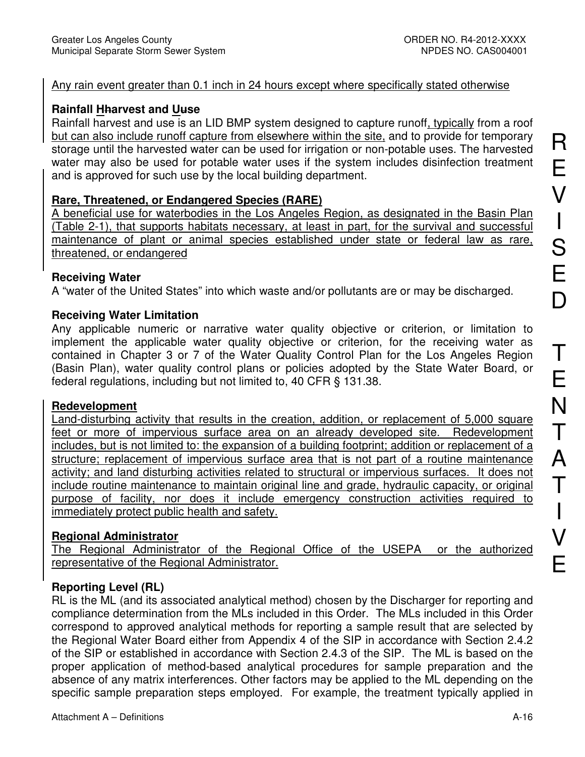Any rain event greater than 0.1 inch in 24 hours except where specifically stated otherwise

**Rainfall Hharvest and Uuse**
Rainfall harvest and use is an LID BMP system designed to capture runoff, typically from a roof but can also include runoff capture from elsewhere within the site, and to provide for temporary storage until the harvested water can be used for irrigation or non-potable uses. The harvested water may also be used for potable water uses if the system includes disinfection treatment and is approved for such use by the local building department.

**Rare, Threatened, or Endangered Species (RARE)**
A beneficial use for waterbodies in the Los Angeles Region, as designated in the Basin Plan (Table 2-1), that supports habitats necessary, at least in part, for the survival and successful maintenance of plant or animal species established under state or federal law as rare, threatened, or endangered

**Receiving Water**
A "water of the United States" into which waste and/or pollutants are or may be discharged.

**Receiving Water Limitation**
Any applicable numeric or narrative water quality objective or criterion, or limitation to implement the applicable water quality objective or criterion, for the receiving water as contained in Chapter 3 or 7 of the Water Quality Control Plan for the Los Angeles Region (Basin Plan), water quality control plans or policies adopted by the State Water Board, or federal regulations, including but not limited to, 40 CFR § 131.38.

**Redevelopment**
Land-disturbing activity that results in the creation, addition, or replacement of 5,000 square feet or more of impervious surface area on an already developed site. Redevelopment includes, but is not limited to: the expansion of a building footprint; addition or replacement of a structure; replacement of impervious surface area that is not part of a routine maintenance activity; and land disturbing activities related to structural or impervious surfaces. It does not include routine maintenance to maintain original line and grade, hydraulic capacity, or original purpose of facility, nor does it include emergency construction activities required to immediately protect public health and safety.

**Regional Administrator**
The Regional Administrator of the Regional Office of the USEPA or the authorized representative of the Regional Administrator.

**Reporting Level (RL)**
RL is the ML (and its associated analytical method) chosen by the Discharger for reporting and compliance determination from the MLs included in this Order. The MLs included in this Order correspond to approved analytical methods for reporting a sample result that are selected by the Regional Water Board either from Appendix 4 of the SIP in accordance with Section 2.4.2 of the SIP or established in accordance with Section 2.4.3 of the SIP. The ML is based on the proper application of method-based analytical procedures for sample preparation and the absence of any matrix interferences. Other factors may be applied to the ML depending on the specific sample preparation steps employed. For example, the treatment typically applied in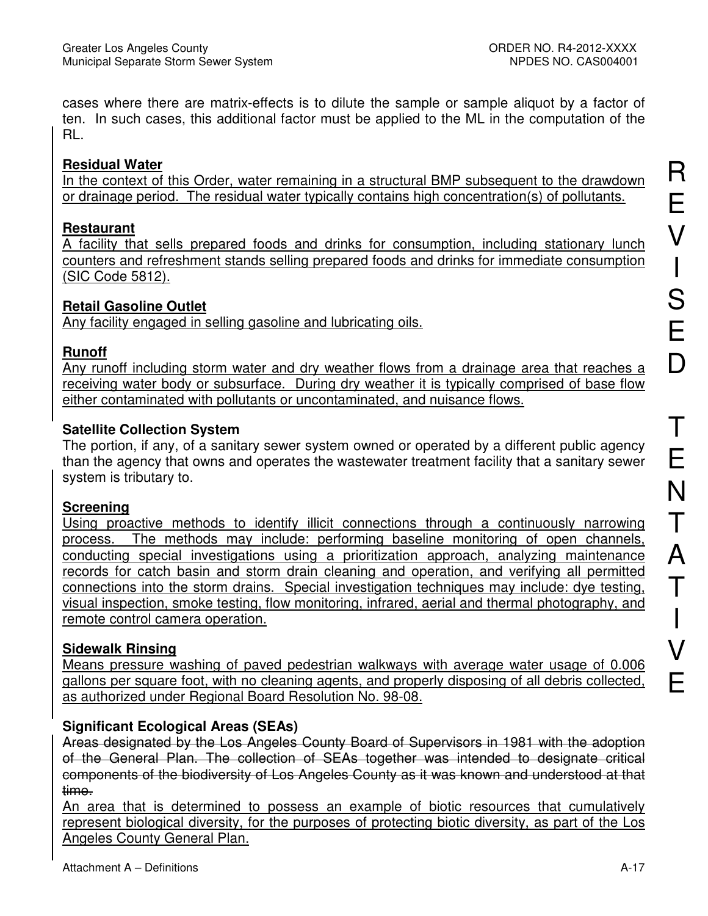cases where there are matrix-effects is to dilute the sample or sample aliquot by a factor of ten. In such cases, this additional factor must be applied to the ML in the computation of the RL.

**Residual Water**
In the context of this Order, water remaining in a structural BMP subsequent to the drawdown or drainage period. The residual water typically contains high concentration(s) of pollutants.

**Restaurant**
A facility that sells prepared foods and drinks for consumption, including stationary lunch counters and refreshment stands selling prepared foods and drinks for immediate consumption (SIC Code 5812).

**Retail Gasoline Outlet**
Any facility engaged in selling gasoline and lubricating oils.

**Runoff**
Any runoff including storm water and dry weather flows from a drainage area that reaches a receiving water body or subsurface. During dry weather it is typically comprised of base flow either contaminated with pollutants or uncontaminated, and nuisance flows.

**Satellite Collection System**
The portion, if any, of a sanitary sewer system owned or operated by a different public agency than the agency that owns and operates the wastewater treatment facility that a sanitary sewer system is tributary to.

**Screening**
Using proactive methods to identify illicit connections through a continuously narrowing process. The methods may include: performing baseline monitoring of open channels, conducting special investigations using a prioritization approach, analyzing maintenance records for catch basin and storm drain cleaning and operation, and verifying all permitted connections into the storm drains. Special investigation techniques may include: dye testing, visual inspection, smoke testing, flow monitoring, infrared, aerial and thermal photography, and remote control camera operation.

**Sidewalk Rinsing**
Means pressure washing of paved pedestrian walkways with average water usage of 0.006 gallons per square foot, with no cleaning agents, and properly disposing of all debris collected, as authorized under Regional Board Resolution No. 98-08.

**Significant Ecological Areas (SEAs)**
~~Areas designated by the Los Angeles County Board of Supervisors in 1981 with the adoption of the General Plan. The collection of SEAs together was intended to designate critical components of the biodiversity of Los Angeles County as it was known and understood at that time.~~
An area that is determined to possess an example of biotic resources that cumulatively represent biological diversity, for the purposes of protecting biotic diversity, as part of the Los Angeles County General Plan.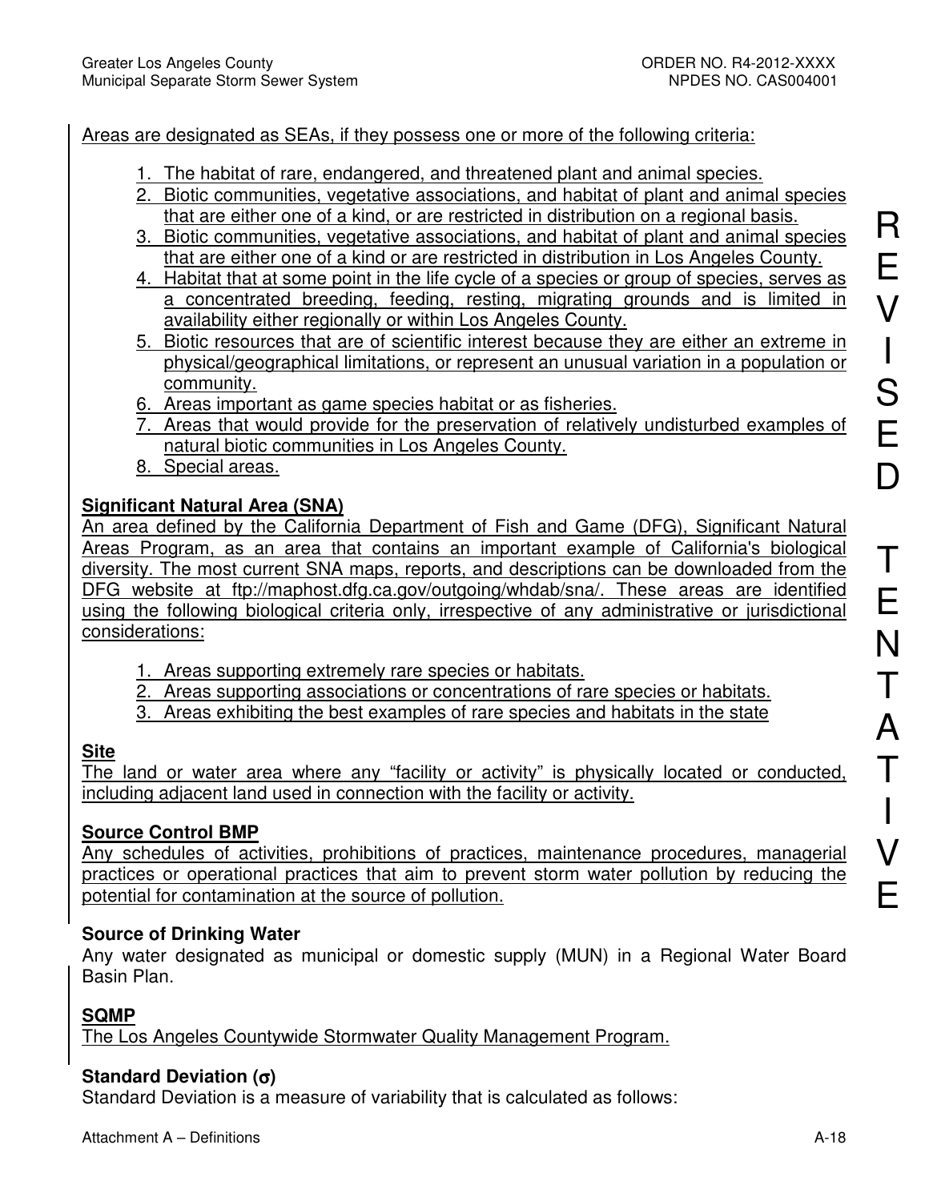Areas are designated as SEAs, if they possess one or more of the following criteria:

1. The habitat of rare, endangered, and threatened plant and animal species.
2. Biotic communities, vegetative associations, and habitat of plant and animal species that are either one of a kind, or are restricted in distribution on a regional basis.
3. Biotic communities, vegetative associations, and habitat of plant and animal species that are either one of a kind or are restricted in distribution in Los Angeles County.
4. Habitat that at some point in the life cycle of a species or group of species, serves as a concentrated breeding, feeding, resting, migrating grounds and is limited in availability either regionally or within Los Angeles County.
5. Biotic resources that are of scientific interest because they are either an extreme in physical/geographical limitations, or represent an unusual variation in a population or community.
6. Areas important as game species habitat or as fisheries.
7. Areas that would provide for the preservation of relatively undisturbed examples of natural biotic communities in Los Angeles County.
8. Special areas.

**Significant Natural Area (SNA)**

An area defined by the California Department of Fish and Game (DFG), Significant Natural Areas Program, as an area that contains an important example of California's biological diversity. The most current SNA maps, reports, and descriptions can be downloaded from the DFG website at ftp://maphost.dfg.ca.gov/outgoing/whdab/sna/. These areas are identified using the following biological criteria only, irrespective of any administrative or jurisdictional considerations:

1. Areas supporting extremely rare species or habitats.
2. Areas supporting associations or concentrations of rare species or habitats.
3. Areas exhibiting the best examples of rare species and habitats in the state

**Site**

The land or water area where any "facility or activity" is physically located or conducted, including adjacent land used in connection with the facility or activity.

**Source Control BMP**

Any schedules of activities, prohibitions of practices, maintenance procedures, managerial practices or operational practices that aim to prevent storm water pollution by reducing the potential for contamination at the source of pollution.

**Source of Drinking Water**

Any water designated as municipal or domestic supply (MUN) in a Regional Water Board Basin Plan.

**SQMP**

The Los Angeles Countywide Stormwater Quality Management Program.

**Standard Deviation ($\sigma$)**

Standard Deviation is a measure of variability that is calculated as follows: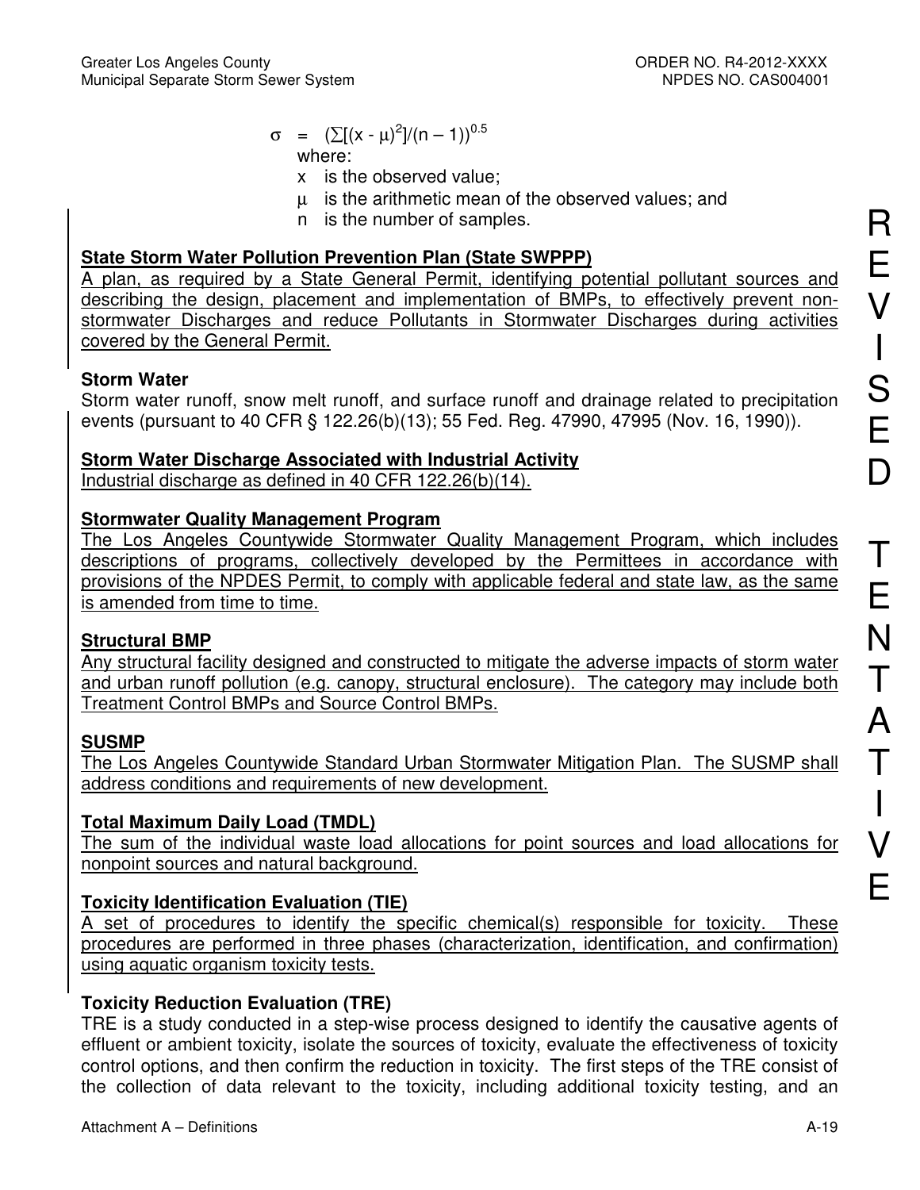$$\sigma = (\sum[(x - \mu)^2]/(n - 1))^{0.5}$$

where:

- x is the observed value;
- $\mu$ is the arithmetic mean of the observed values; and
- n is the number of samples.

**State Storm Water Pollution Prevention Plan (State SWPPP)**

A plan, as required by a State General Permit, identifying potential pollutant sources and describing the design, placement and implementation of BMPs, to effectively prevent non-stormwater Discharges and reduce Pollutants in Stormwater Discharges during activities covered by the General Permit.

**Storm Water**

Storm water runoff, snow melt runoff, and surface runoff and drainage related to precipitation events (pursuant to 40 CFR § 122.26(b)(13); 55 Fed. Reg. 47990, 47995 (Nov. 16, 1990)).

**Storm Water Discharge Associated with Industrial Activity**

Industrial discharge as defined in 40 CFR 122.26(b)(14).

**Stormwater Quality Management Program**

The Los Angeles Countywide Stormwater Quality Management Program, which includes descriptions of programs, collectively developed by the Permittees in accordance with provisions of the NPDES Permit, to comply with applicable federal and state law, as the same is amended from time to time.

**Structural BMP**

Any structural facility designed and constructed to mitigate the adverse impacts of storm water and urban runoff pollution (e.g. canopy, structural enclosure). The category may include both Treatment Control BMPs and Source Control BMPs.

**SUSMP**

The Los Angeles Countywide Standard Urban Stormwater Mitigation Plan. The SUSMP shall address conditions and requirements of new development.

**Total Maximum Daily Load (TMDL)**

The sum of the individual waste load allocations for point sources and load allocations for nonpoint sources and natural background.

**Toxicity Identification Evaluation (TIE)**

A set of procedures to identify the specific chemical(s) responsible for toxicity. These procedures are performed in three phases (characterization, identification, and confirmation) using aquatic organism toxicity tests.

**Toxicity Reduction Evaluation (TRE)**

TRE is a study conducted in a step-wise process designed to identify the causative agents of effluent or ambient toxicity, isolate the sources of toxicity, evaluate the effectiveness of toxicity control options, and then confirm the reduction in toxicity. The first steps of the TRE consist of the collection of data relevant to the toxicity, including additional toxicity testing, and an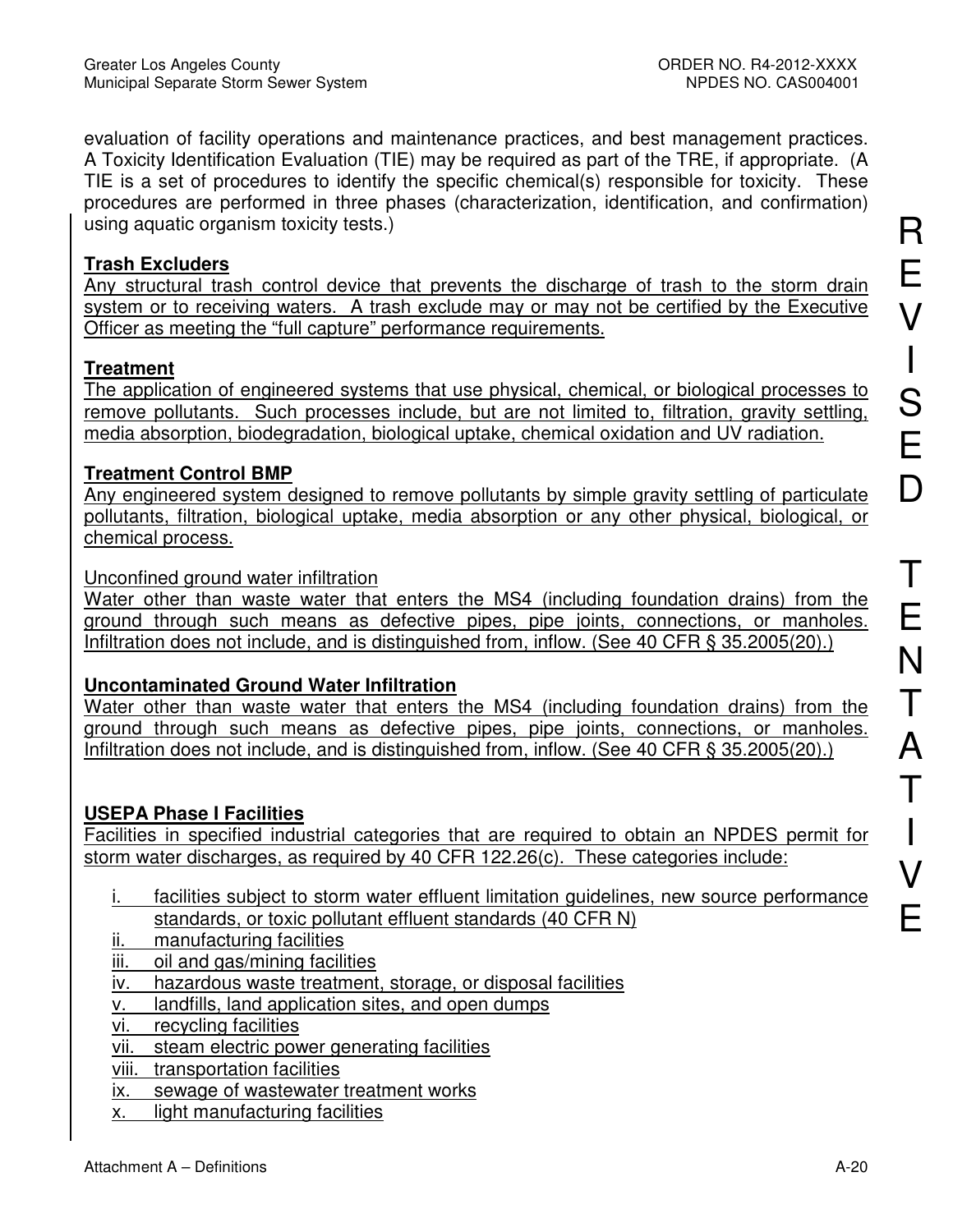evaluation of facility operations and maintenance practices, and best management practices. A Toxicity Identification Evaluation (TIE) may be required as part of the TRE, if appropriate. (A TIE is a set of procedures to identify the specific chemical(s) responsible for toxicity. These procedures are performed in three phases (characterization, identification, and confirmation) using aquatic organism toxicity tests.)

**Trash Excluders**
Any structural trash control device that prevents the discharge of trash to the storm drain system or to receiving waters. A trash exclude may or may not be certified by the Executive Officer as meeting the "full capture" performance requirements.

**Treatment**
The application of engineered systems that use physical, chemical, or biological processes to remove pollutants. Such processes include, but are not limited to, filtration, gravity settling, media absorption, biodegradation, biological uptake, chemical oxidation and UV radiation.

**Treatment Control BMP**
Any engineered system designed to remove pollutants by simple gravity settling of particulate pollutants, filtration, biological uptake, media absorption or any other physical, biological, or chemical process.

Unconfined ground water infiltration
Water other than waste water that enters the MS4 (including foundation drains) from the ground through such means as defective pipes, pipe joints, connections, or manholes. Infiltration does not include, and is distinguished from, inflow. (See 40 CFR § 35.2005(20).)

**Uncontaminated Ground Water Infiltration**
Water other than waste water that enters the MS4 (including foundation drains) from the ground through such means as defective pipes, pipe joints, connections, or manholes. Infiltration does not include, and is distinguished from, inflow. (See 40 CFR § 35.2005(20).)

**USEPA Phase I Facilities**
Facilities in specified industrial categories that are required to obtain an NPDES permit for storm water discharges, as required by 40 CFR 122.26(c). These categories include:

i. facilities subject to storm water effluent limitation guidelines, new source performance standards, or toxic pollutant effluent standards (40 CFR N)
ii. manufacturing facilities
iii. oil and gas/mining facilities
iv. hazardous waste treatment, storage, or disposal facilities
v. landfills, land application sites, and open dumps
vi. recycling facilities
vii. steam electric power generating facilities
viii. transportation facilities
ix. sewage of wastewater treatment works
x. light manufacturing facilities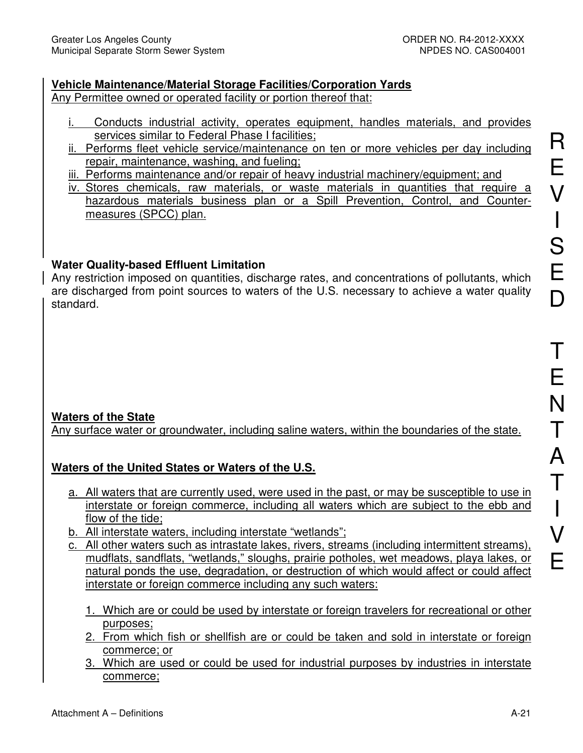**Vehicle Maintenance/Material Storage Facilities/Corporation Yards**

Any Permittee owned or operated facility or portion thereof that:

i. Conducts industrial activity, operates equipment, handles materials, and provides services similar to Federal Phase I facilities;
ii. Performs fleet vehicle service/maintenance on ten or more vehicles per day including repair, maintenance, washing, and fueling;
iii. Performs maintenance and/or repair of heavy industrial machinery/equipment; and
iv. Stores chemicals, raw materials, or waste materials in quantities that require a hazardous materials business plan or a Spill Prevention, Control, and Countermeasures (SPCC) plan.

**Water Quality-based Effluent Limitation**

Any restriction imposed on quantities, discharge rates, and concentrations of pollutants, which are discharged from point sources to waters of the U.S. necessary to achieve a water quality standard.

**Waters of the State**

Any surface water or groundwater, including saline waters, within the boundaries of the state.

**Waters of the United States or Waters of the U.S.**

a. All waters that are currently used, were used in the past, or may be susceptible to use in interstate or foreign commerce, including all waters which are subject to the ebb and flow of the tide;
b. All interstate waters, including interstate "wetlands";
c. All other waters such as intrastate lakes, rivers, streams (including intermittent streams), mudflats, sandflats, "wetlands," sloughs, prairie potholes, wet meadows, playa lakes, or natural ponds the use, degradation, or destruction of which would affect or could affect interstate or foreign commerce including any such waters:

    1. Which are or could be used by interstate or foreign travelers for recreational or other purposes;
    2. From which fish or shellfish are or could be taken and sold in interstate or foreign commerce; or
    3. Which are used or could be used for industrial purposes by industries in interstate commerce;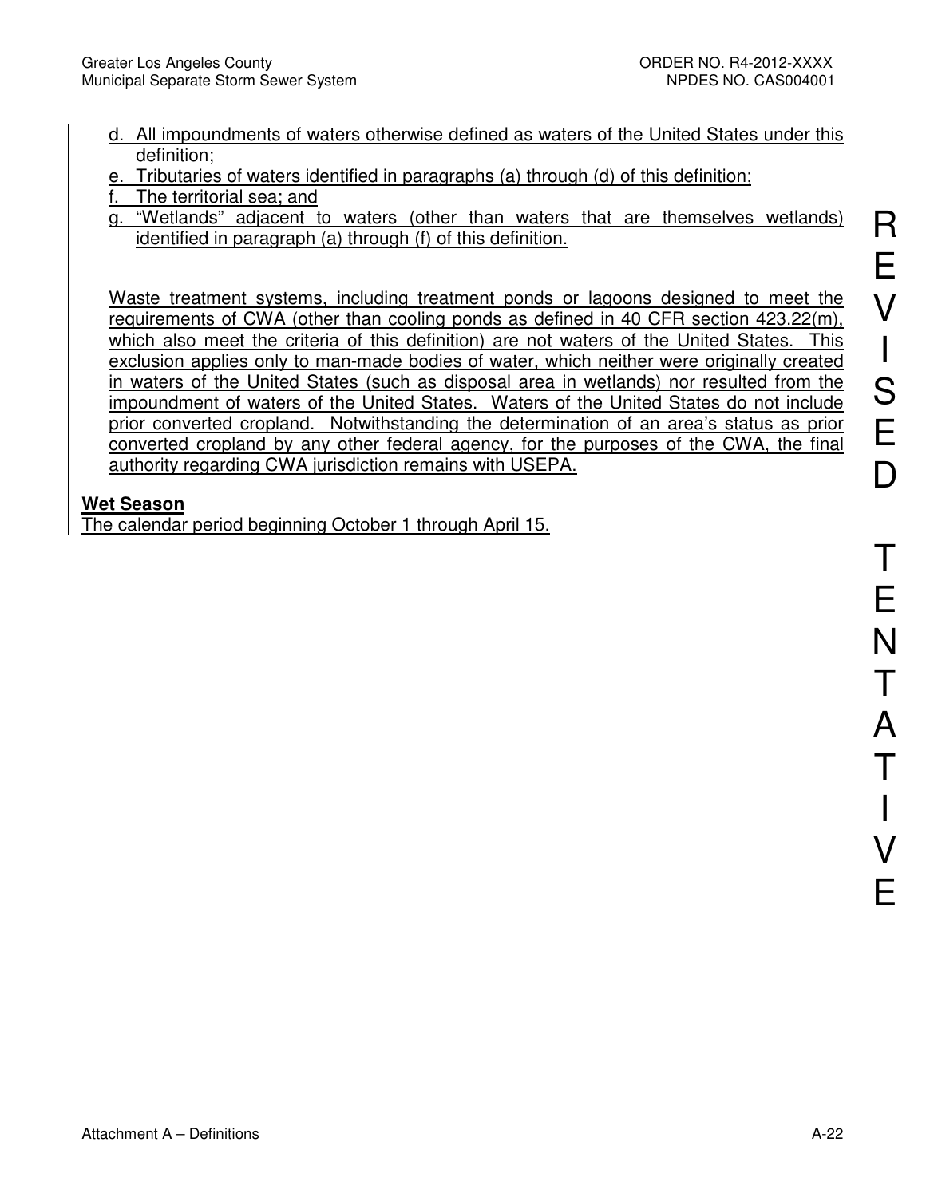d. All impoundments of waters otherwise defined as waters of the United States under this definition;
e. Tributaries of waters identified in paragraphs (a) through (d) of this definition;
f. The territorial sea; and
g. "Wetlands" adjacent to waters (other than waters that are themselves wetlands) identified in paragraph (a) through (f) of this definition.

Waste treatment systems, including treatment ponds or lagoons designed to meet the requirements of CWA (other than cooling ponds as defined in 40 CFR section 423.22(m), which also meet the criteria of this definition) are not waters of the United States. This exclusion applies only to man-made bodies of water, which neither were originally created in waters of the United States (such as disposal area in wetlands) nor resulted from the impoundment of waters of the United States. Waters of the United States do not include prior converted cropland. Notwithstanding the determination of an area's status as prior converted cropland by any other federal agency, for the purposes of the CWA, the final authority regarding CWA jurisdiction remains with USEPA.

**Wet Season**

The calendar period beginning October 1 through April 15.

REVISED TENTATIVE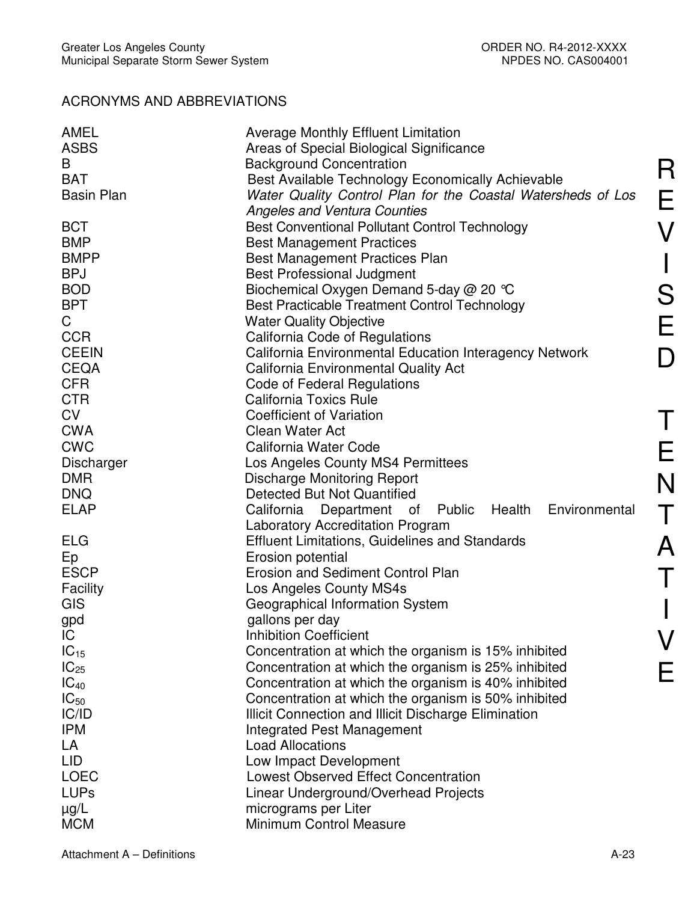## ACRONYMS AND ABBREVIATIONS

| | |
|---|---|
| AMEL | Average Monthly Effluent Limitation |
| ASBS | Areas of Special Biological Significance |
| B | Background Concentration |
| BAT | Best Available Technology Economically Achievable |
| Basin Plan | *Water Quality Control Plan for the Coastal Watersheds of Los Angeles and Ventura Counties* |
| BCT | Best Conventional Pollutant Control Technology |
| BMP | Best Management Practices |
| BMPP | Best Management Practices Plan |
| BPJ | Best Professional Judgment |
| BOD | Biochemical Oxygen Demand 5-day @ 20 ℃ |
| BPT | Best Practicable Treatment Control Technology |
| C | Water Quality Objective |
| CCR | California Code of Regulations |
| CEEIN | California Environmental Education Interagency Network |
| CEQA | California Environmental Quality Act |
| CFR | Code of Federal Regulations |
| CTR | California Toxics Rule |
| CV | Coefficient of Variation |
| CWA | Clean Water Act |
| CWC | California Water Code |
| Discharger | Los Angeles County MS4 Permittees |
| DMR | Discharge Monitoring Report |
| DNQ | Detected But Not Quantified |
| ELAP | California Department of Public Health Environmental Laboratory Accreditation Program |
| ELG | Effluent Limitations, Guidelines and Standards |
| Ep | Erosion potential |
| ESCP | Erosion and Sediment Control Plan |
| Facility | Los Angeles County MS4s |
| GIS | Geographical Information System |
| gpd | gallons per day |
| IC | Inhibition Coefficient |
| $IC_{15}$ | Concentration at which the organism is 15% inhibited |
| $IC_{25}$ | Concentration at which the organism is 25% inhibited |
| $IC_{40}$ | Concentration at which the organism is 40% inhibited |
| $IC_{50}$ | Concentration at which the organism is 50% inhibited |
| IC/ID | Illicit Connection and Illicit Discharge Elimination |
| IPM | Integrated Pest Management |
| LA | Load Allocations |
| LID | Low Impact Development |
| LOEC | Lowest Observed Effect Concentration |
| LUPs | Linear Underground/Overhead Projects |
| µg/L | micrograms per Liter |
| MCM | Minimum Control Measure |

REVISED TENTATIVE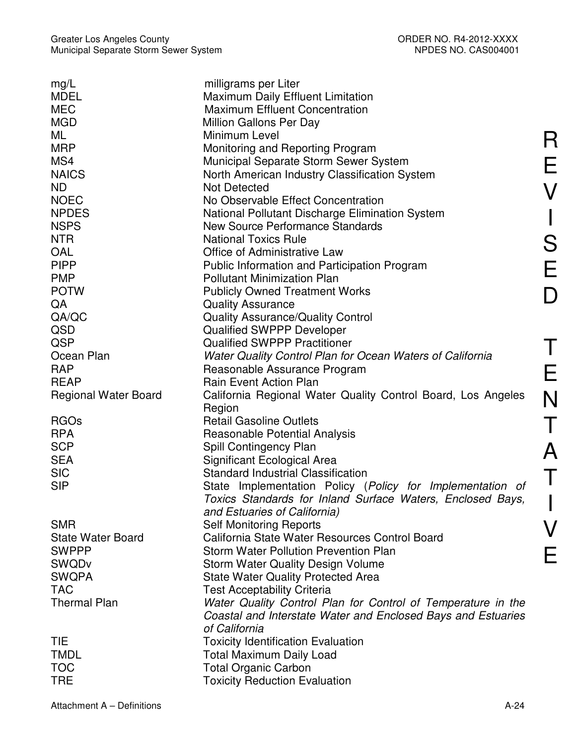| | |
|---|---|
| mg/L | milligrams per Liter |
| MDEL | Maximum Daily Effluent Limitation |
| MEC | Maximum Effluent Concentration |
| MGD | Million Gallons Per Day |
| ML | Minimum Level |
| MRP | Monitoring and Reporting Program |
| MS4 | Municipal Separate Storm Sewer System |
| NAICS | North American Industry Classification System |
| ND | Not Detected |
| NOEC | No Observable Effect Concentration |
| NPDES | National Pollutant Discharge Elimination System |
| NSPS | New Source Performance Standards |
| NTR | National Toxics Rule |
| OAL | Office of Administrative Law |
| PIPP | Public Information and Participation Program |
| PMP | Pollutant Minimization Plan |
| POTW | Publicly Owned Treatment Works |
| QA | Quality Assurance |
| QA/QC | Quality Assurance/Quality Control |
| QSD | Qualified SWPPP Developer |
| QSP | Qualified SWPPP Practitioner |
| Ocean Plan | *Water Quality Control Plan for Ocean Waters of California* |
| RAP | Reasonable Assurance Program |
| REAP | Rain Event Action Plan |
| Regional Water Board | California Regional Water Quality Control Board, Los Angeles Region |
| RGOs | Retail Gasoline Outlets |
| RPA | Reasonable Potential Analysis |
| SCP | Spill Contingency Plan |
| SEA | Significant Ecological Area |
| SIC | Standard Industrial Classification |
| SIP | State Implementation Policy (*Policy for Implementation of Toxics Standards for Inland Surface Waters, Enclosed Bays, and Estuaries of California)* |
| SMR | Self Monitoring Reports |
| State Water Board | California State Water Resources Control Board |
| SWPPP | Storm Water Pollution Prevention Plan |
| SWQDv | Storm Water Quality Design Volume |
| SWQPA | State Water Quality Protected Area |
| TAC | Test Acceptability Criteria |
| Thermal Plan | *Water Quality Control Plan for Control of Temperature in the Coastal and Interstate Water and Enclosed Bays and Estuaries of California* |
| TIE | Toxicity Identification Evaluation |
| TMDL | Total Maximum Daily Load |
| TOC | Total Organic Carbon |
| TRE | Toxicity Reduction Evaluation |

REVISED TENTATIVE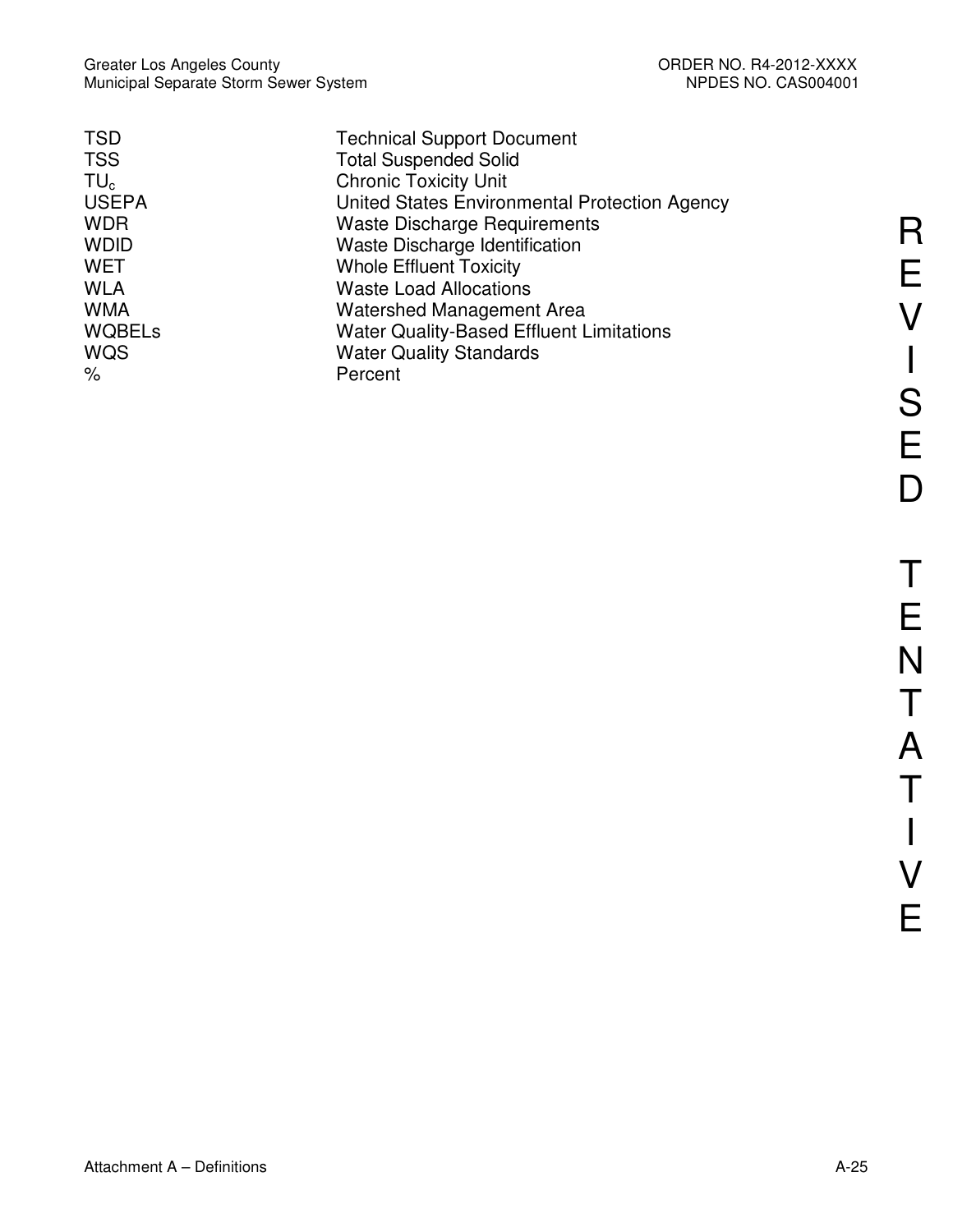| | |
|---|---|
| TSD | Technical Support Document |
| TSS | Total Suspended Solid |
| $TU_c$ | Chronic Toxicity Unit |
| USEPA | United States Environmental Protection Agency |
| WDR | Waste Discharge Requirements |
| WDID | Waste Discharge Identification |
| WET | Whole Effluent Toxicity |
| WLA | Waste Load Allocations |
| WMA | Watershed Management Area |
| WQBELs | Water Quality-Based Effluent Limitations |
| WQS | Water Quality Standards |
| % | Percent |

REVISED TENTATIVE